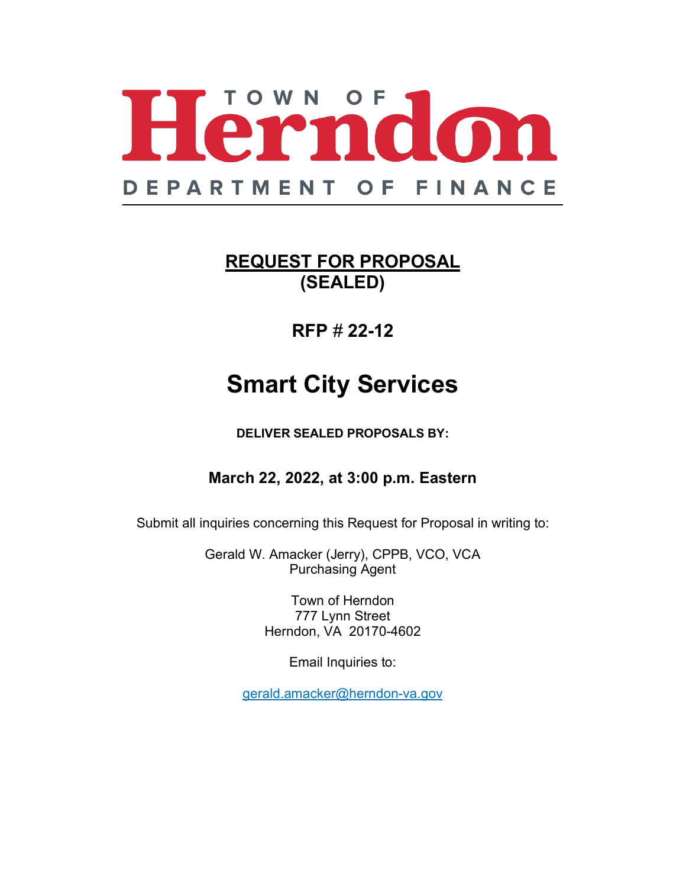# TOWN OF Herndon

## DEPARTMENT OF FINANCE

---

**REQUEST FOR PROPOSAL**
**(SEALED)**

**RFP # 22-12**

# Smart City Services

**DELIVER SEALED PROPOSALS BY:**

**March 22, 2022, at 3:00 p.m. Eastern**

Submit all inquiries concerning this Request for Proposal in writing to:

Gerald W. Amacker (Jerry), CPPB, VCO, VCA
Purchasing Agent

Town of Herndon
777 Lynn Street
Herndon, VA 20170-4602

Email Inquiries to:

gerald.amacker@herndon-va.gov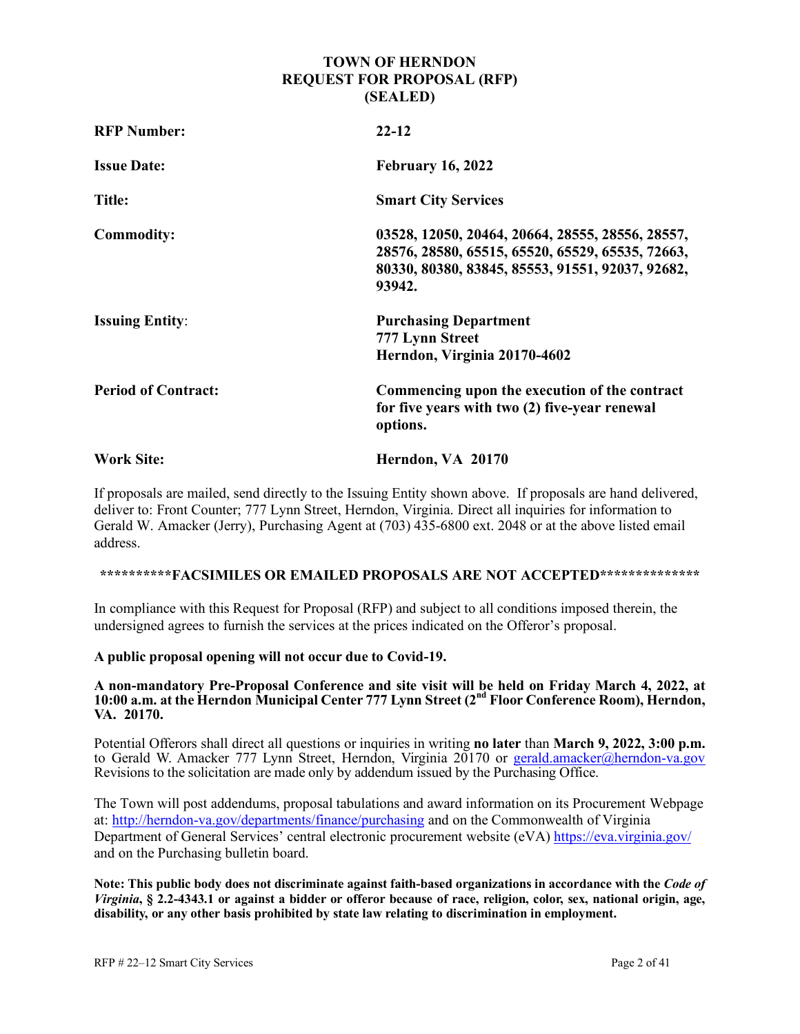# TOWN OF HERNDON
# REQUEST FOR PROPOSAL (RFP)
# (SEALED)

| | |
|---|---|
| **RFP Number:** | **22-12** |
| **Issue Date:** | **February 16, 2022** |
| **Title:** | **Smart City Services** |
| **Commodity:** | **03528, 12050, 20464, 20664, 28555, 28556, 28557, 28576, 28580, 65515, 65520, 65529, 65535, 72663, 80330, 80380, 83845, 85553, 91551, 92037, 92682, 93942.** |
| **Issuing Entity**: | **Purchasing Department**<br>**777 Lynn Street**<br>**Herndon, Virginia 20170-4602** |
| **Period of Contract:** | **Commencing upon the execution of the contract for five years with two (2) five-year renewal options.** |
| **Work Site:** | **Herndon, VA 20170** |

If proposals are mailed, send directly to the Issuing Entity shown above. If proposals are hand delivered, deliver to: Front Counter; 777 Lynn Street, Herndon, Virginia. Direct all inquiries for information to Gerald W. Amacker (Jerry), Purchasing Agent at (703) 435-6800 ext. 2048 or at the above listed email address.

**\*\*\*\*\*\*\*\*\*\*FACSIMILES OR EMAILED PROPOSALS ARE NOT ACCEPTED\*\*\*\*\*\*\*\*\*\*\*\*\*\***

In compliance with this Request for Proposal (RFP) and subject to all conditions imposed therein, the undersigned agrees to furnish the services at the prices indicated on the Offeror's proposal.

**A public proposal opening will not occur due to Covid-19.**

**A non-mandatory Pre-Proposal Conference and site visit will be held on Friday March 4, 2022, at 10:00 a.m. at the Herndon Municipal Center 777 Lynn Street (2nd Floor Conference Room), Herndon, VA. 20170.**

Potential Offerors shall direct all questions or inquiries in writing **no later** than **March 9, 2022, 3:00 p.m.** to Gerald W. Amacker 777 Lynn Street, Herndon, Virginia 20170 or gerald.amacker@herndon-va.gov Revisions to the solicitation are made only by addendum issued by the Purchasing Office.

The Town will post addendums, proposal tabulations and award information on its Procurement Webpage at: http://herndon-va.gov/departments/finance/purchasing and on the Commonwealth of Virginia Department of General Services' central electronic procurement website (eVA) https://eva.virginia.gov/ and on the Purchasing bulletin board.

**Note: This public body does not discriminate against faith-based organizations in accordance with the *Code of Virginia*, § 2.2-4343.1 or against a bidder or offeror because of race, religion, color, sex, national origin, age, disability, or any other basis prohibited by state law relating to discrimination in employment.**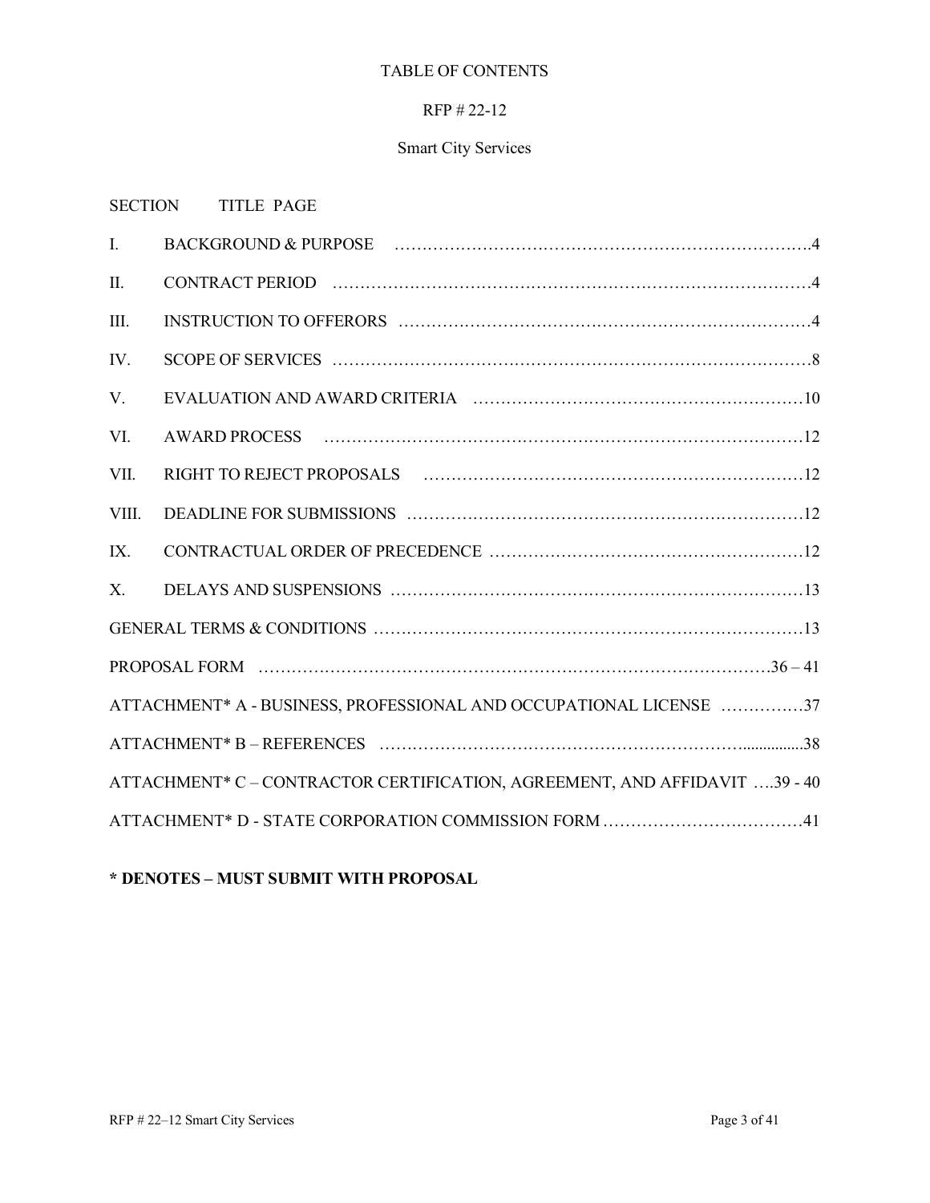# TABLE OF CONTENTS

## RFP # 22-12

## Smart City Services

| SECTION | TITLE | PAGE |
|---|---|---|
| I. | BACKGROUND & PURPOSE | 4 |
| II. | CONTRACT PERIOD | 4 |
| III. | INSTRUCTION TO OFFERORS | 4 |
| IV. | SCOPE OF SERVICES | 8 |
| V. | EVALUATION AND AWARD CRITERIA | 10 |
| VI. | AWARD PROCESS | 12 |
| VII. | RIGHT TO REJECT PROPOSALS | 12 |
| VIII. | DEADLINE FOR SUBMISSIONS | 12 |
| IX. | CONTRACTUAL ORDER OF PRECEDENCE | 12 |
| X. | DELAYS AND SUSPENSIONS | 13 |
| | GENERAL TERMS & CONDITIONS | 13 |
| | PROPOSAL FORM | 36 – 41 |
| | ATTACHMENT* A - BUSINESS, PROFESSIONAL AND OCCUPATIONAL LICENSE | 37 |
| | ATTACHMENT* B – REFERENCES | 38 |
| | ATTACHMENT* C – CONTRACTOR CERTIFICATION, AGREEMENT, AND AFFIDAVIT | 39 - 40 |
| | ATTACHMENT* D - STATE CORPORATION COMMISSION FORM | 41 |

**\* DENOTES – MUST SUBMIT WITH PROPOSAL**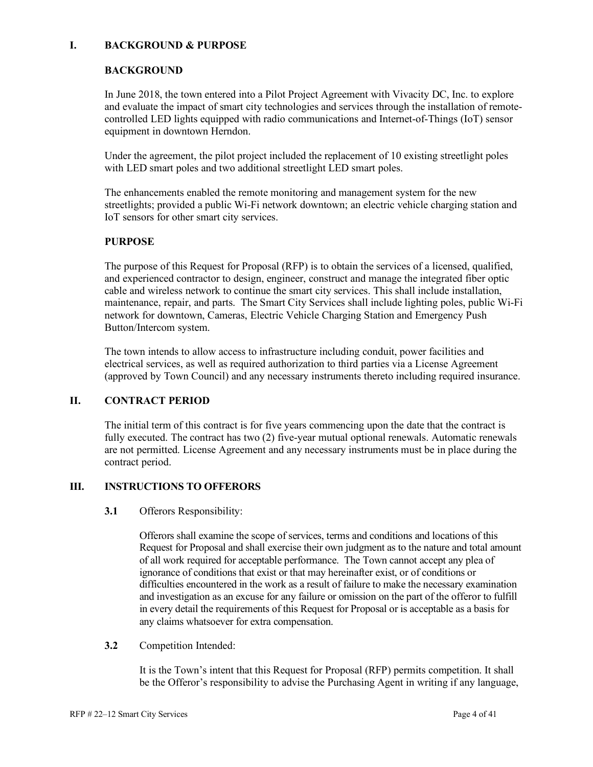## I. BACKGROUND & PURPOSE

### BACKGROUND

In June 2018, the town entered into a Pilot Project Agreement with Vivacity DC, Inc. to explore and evaluate the impact of smart city technologies and services through the installation of remote-controlled LED lights equipped with radio communications and Internet-of-Things (IoT) sensor equipment in downtown Herndon.

Under the agreement, the pilot project included the replacement of 10 existing streetlight poles with LED smart poles and two additional streetlight LED smart poles.

The enhancements enabled the remote monitoring and management system for the new streetlights; provided a public Wi-Fi network downtown; an electric vehicle charging station and IoT sensors for other smart city services.

### PURPOSE

The purpose of this Request for Proposal (RFP) is to obtain the services of a licensed, qualified, and experienced contractor to design, engineer, construct and manage the integrated fiber optic cable and wireless network to continue the smart city services. This shall include installation, maintenance, repair, and parts. The Smart City Services shall include lighting poles, public Wi-Fi network for downtown, Cameras, Electric Vehicle Charging Station and Emergency Push Button/Intercom system.

The town intends to allow access to infrastructure including conduit, power facilities and electrical services, as well as required authorization to third parties via a License Agreement (approved by Town Council) and any necessary instruments thereto including required insurance.

## II. CONTRACT PERIOD

The initial term of this contract is for five years commencing upon the date that the contract is fully executed. The contract has two (2) five-year mutual optional renewals. Automatic renewals are not permitted. License Agreement and any necessary instruments must be in place during the contract period.

## III. INSTRUCTIONS TO OFFERORS

**3.1** Offerors Responsibility:

Offerors shall examine the scope of services, terms and conditions and locations of this Request for Proposal and shall exercise their own judgment as to the nature and total amount of all work required for acceptable performance. The Town cannot accept any plea of ignorance of conditions that exist or that may hereinafter exist, or of conditions or difficulties encountered in the work as a result of failure to make the necessary examination and investigation as an excuse for any failure or omission on the part of the offeror to fulfill in every detail the requirements of this Request for Proposal or is acceptable as a basis for any claims whatsoever for extra compensation.

**3.2** Competition Intended:

It is the Town's intent that this Request for Proposal (RFP) permits competition. It shall be the Offeror's responsibility to advise the Purchasing Agent in writing if any language,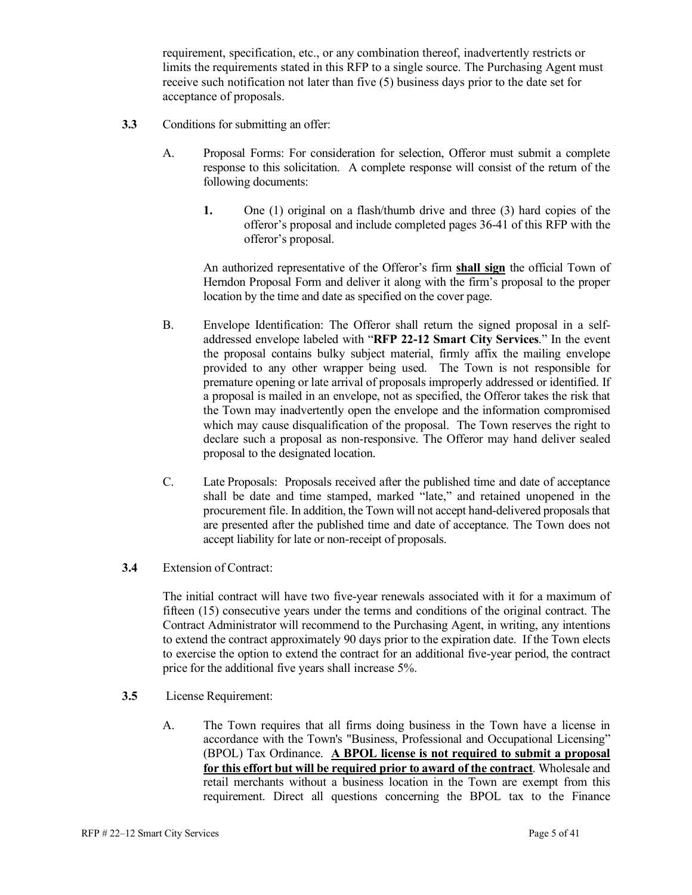requirement, specification, etc., or any combination thereof, inadvertently restricts or limits the requirements stated in this RFP to a single source. The Purchasing Agent must receive such notification not later than five (5) business days prior to the date set for acceptance of proposals.

**3.3** Conditions for submitting an offer:

A. Proposal Forms: For consideration for selection, Offeror must submit a complete response to this solicitation. A complete response will consist of the return of the following documents:

**1.** One (1) original on a flash/thumb drive and three (3) hard copies of the offeror's proposal and include completed pages 36-41 of this RFP with the offeror's proposal.

An authorized representative of the Offeror's firm **shall sign** the official Town of Herndon Proposal Form and deliver it along with the firm's proposal to the proper location by the time and date as specified on the cover page.

B. Envelope Identification: The Offeror shall return the signed proposal in a self-addressed envelope labeled with "**RFP 22-12 Smart City Services**." In the event the proposal contains bulky subject material, firmly affix the mailing envelope provided to any other wrapper being used. The Town is not responsible for premature opening or late arrival of proposals improperly addressed or identified. If a proposal is mailed in an envelope, not as specified, the Offeror takes the risk that the Town may inadvertently open the envelope and the information compromised which may cause disqualification of the proposal. The Town reserves the right to declare such a proposal as non-responsive. The Offeror may hand deliver sealed proposal to the designated location.

C. Late Proposals: Proposals received after the published time and date of acceptance shall be date and time stamped, marked "late," and retained unopened in the procurement file. In addition, the Town will not accept hand-delivered proposals that are presented after the published time and date of acceptance. The Town does not accept liability for late or non-receipt of proposals.

**3.4** Extension of Contract:

The initial contract will have two five-year renewals associated with it for a maximum of fifteen (15) consecutive years under the terms and conditions of the original contract. The Contract Administrator will recommend to the Purchasing Agent, in writing, any intentions to extend the contract approximately 90 days prior to the expiration date. If the Town elects to exercise the option to extend the contract for an additional five-year period, the contract price for the additional five years shall increase 5%.

**3.5** License Requirement:

A. The Town requires that all firms doing business in the Town have a license in accordance with the Town's "Business, Professional and Occupational Licensing" (BPOL) Tax Ordinance. **A BPOL license is not required to submit a proposal for this effort but will be required prior to award of the contract**. Wholesale and retail merchants without a business location in the Town are exempt from this requirement. Direct all questions concerning the BPOL tax to the Finance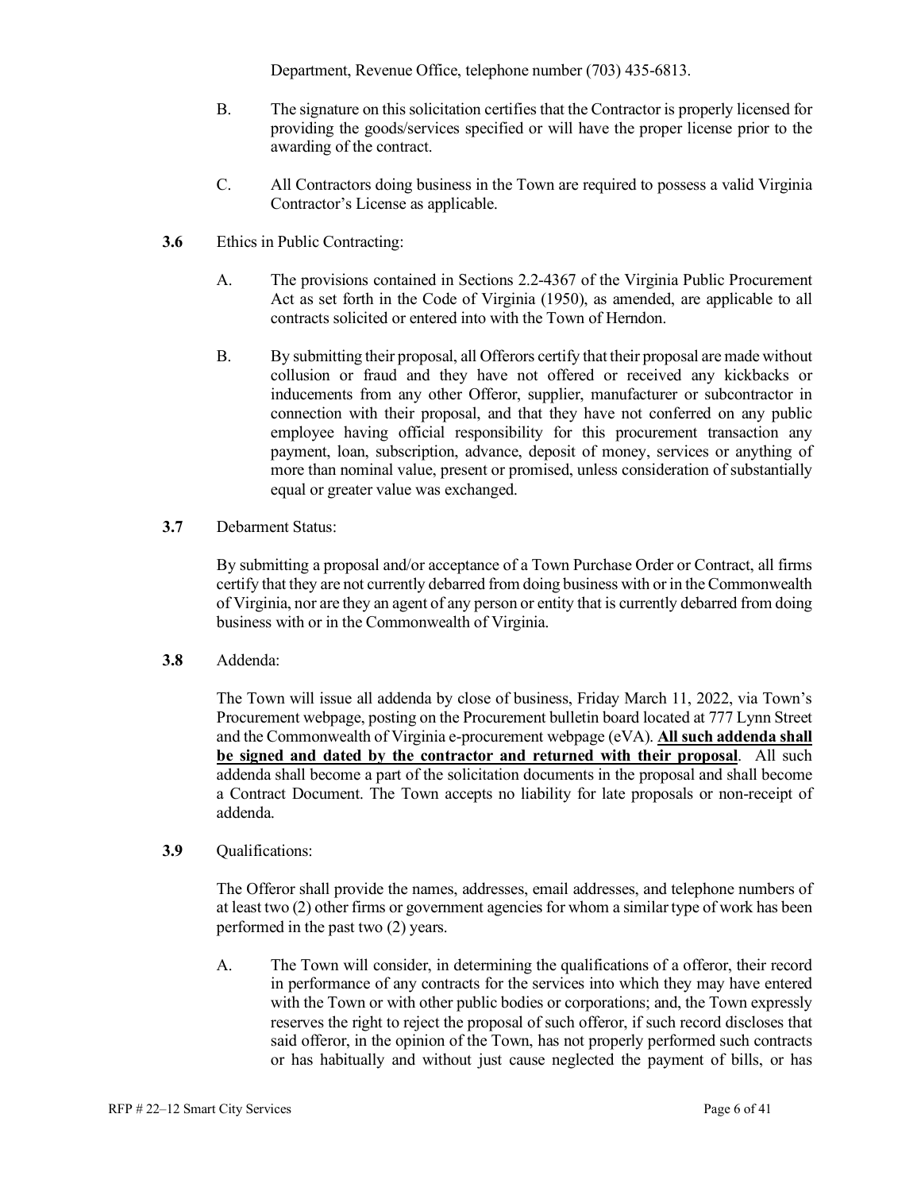Department, Revenue Office, telephone number (703) 435-6813.

B. The signature on this solicitation certifies that the Contractor is properly licensed for providing the goods/services specified or will have the proper license prior to the awarding of the contract.

C. All Contractors doing business in the Town are required to possess a valid Virginia Contractor's License as applicable.

**3.6** Ethics in Public Contracting:

A. The provisions contained in Sections 2.2-4367 of the Virginia Public Procurement Act as set forth in the Code of Virginia (1950), as amended, are applicable to all contracts solicited or entered into with the Town of Herndon.

B. By submitting their proposal, all Offerors certify that their proposal are made without collusion or fraud and they have not offered or received any kickbacks or inducements from any other Offeror, supplier, manufacturer or subcontractor in connection with their proposal, and that they have not conferred on any public employee having official responsibility for this procurement transaction any payment, loan, subscription, advance, deposit of money, services or anything of more than nominal value, present or promised, unless consideration of substantially equal or greater value was exchanged.

**3.7** Debarment Status:

By submitting a proposal and/or acceptance of a Town Purchase Order or Contract, all firms certify that they are not currently debarred from doing business with or in the Commonwealth of Virginia, nor are they an agent of any person or entity that is currently debarred from doing business with or in the Commonwealth of Virginia.

**3.8** Addenda:

The Town will issue all addenda by close of business, Friday March 11, 2022, via Town's Procurement webpage, posting on the Procurement bulletin board located at 777 Lynn Street and the Commonwealth of Virginia e-procurement webpage (eVA). **<u>All such addenda shall be signed and dated by the contractor and returned with their proposal</u>**. All such addenda shall become a part of the solicitation documents in the proposal and shall become a Contract Document. The Town accepts no liability for late proposals or non-receipt of addenda.

**3.9** Qualifications:

The Offeror shall provide the names, addresses, email addresses, and telephone numbers of at least two (2) other firms or government agencies for whom a similar type of work has been performed in the past two (2) years.

A. The Town will consider, in determining the qualifications of a offeror, their record in performance of any contracts for the services into which they may have entered with the Town or with other public bodies or corporations; and, the Town expressly reserves the right to reject the proposal of such offeror, if such record discloses that said offeror, in the opinion of the Town, has not properly performed such contracts or has habitually and without just cause neglected the payment of bills, or has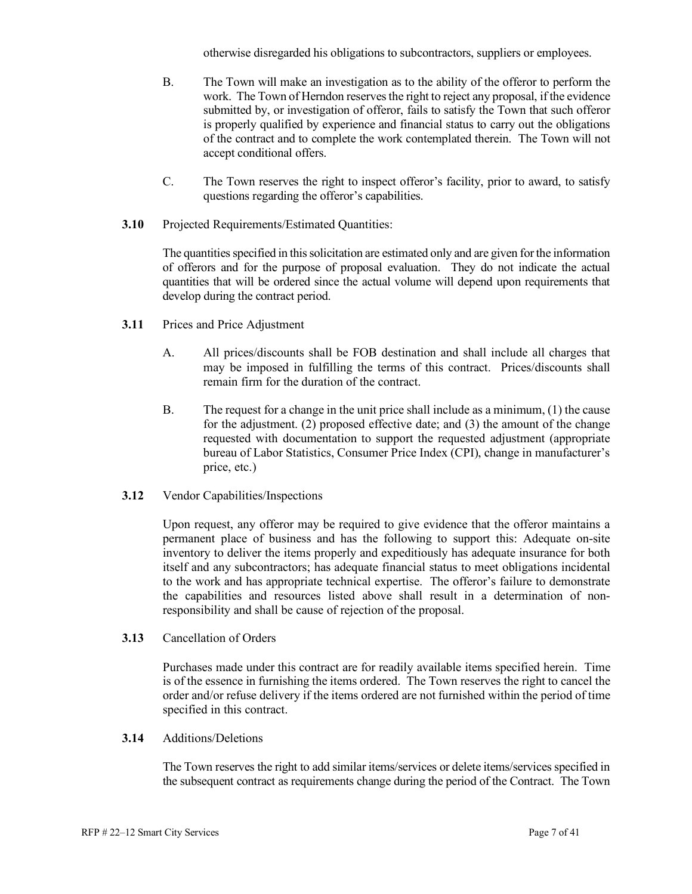otherwise disregarded his obligations to subcontractors, suppliers or employees.

B. The Town will make an investigation as to the ability of the offeror to perform the work. The Town of Herndon reserves the right to reject any proposal, if the evidence submitted by, or investigation of offeror, fails to satisfy the Town that such offeror is properly qualified by experience and financial status to carry out the obligations of the contract and to complete the work contemplated therein. The Town will not accept conditional offers.

C. The Town reserves the right to inspect offeror's facility, prior to award, to satisfy questions regarding the offeror's capabilities.

**3.10** Projected Requirements/Estimated Quantities:

The quantities specified in this solicitation are estimated only and are given for the information of offerors and for the purpose of proposal evaluation. They do not indicate the actual quantities that will be ordered since the actual volume will depend upon requirements that develop during the contract period.

**3.11** Prices and Price Adjustment

A. All prices/discounts shall be FOB destination and shall include all charges that may be imposed in fulfilling the terms of this contract. Prices/discounts shall remain firm for the duration of the contract.

B. The request for a change in the unit price shall include as a minimum, (1) the cause for the adjustment. (2) proposed effective date; and (3) the amount of the change requested with documentation to support the requested adjustment (appropriate bureau of Labor Statistics, Consumer Price Index (CPI), change in manufacturer's price, etc.)

**3.12** Vendor Capabilities/Inspections

Upon request, any offeror may be required to give evidence that the offeror maintains a permanent place of business and has the following to support this: Adequate on-site inventory to deliver the items properly and expeditiously has adequate insurance for both itself and any subcontractors; has adequate financial status to meet obligations incidental to the work and has appropriate technical expertise. The offeror's failure to demonstrate the capabilities and resources listed above shall result in a determination of non-responsibility and shall be cause of rejection of the proposal.

**3.13** Cancellation of Orders

Purchases made under this contract are for readily available items specified herein. Time is of the essence in furnishing the items ordered. The Town reserves the right to cancel the order and/or refuse delivery if the items ordered are not furnished within the period of time specified in this contract.

**3.14** Additions/Deletions

The Town reserves the right to add similar items/services or delete items/services specified in the subsequent contract as requirements change during the period of the Contract. The Town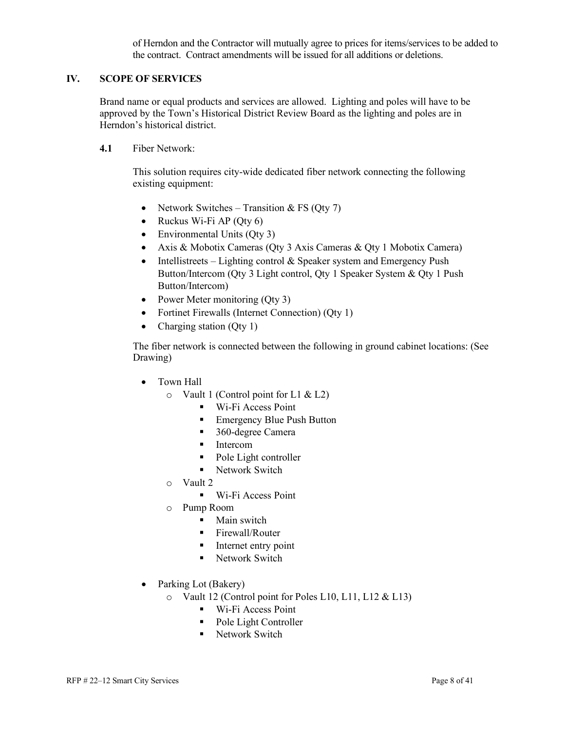of Herndon and the Contractor will mutually agree to prices for items/services to be added to the contract. Contract amendments will be issued for all additions or deletions.

## IV. SCOPE OF SERVICES

Brand name or equal products and services are allowed. Lighting and poles will have to be approved by the Town's Historical District Review Board as the lighting and poles are in Herndon's historical district.

**4.1** Fiber Network:

This solution requires city-wide dedicated fiber network connecting the following existing equipment:

- Network Switches – Transition & FS (Qty 7)
- Ruckus Wi-Fi AP (Qty 6)
- Environmental Units (Qty 3)
- Axis & Mobotix Cameras (Qty 3 Axis Cameras & Qty 1 Mobotix Camera)
- Intellistreets – Lighting control & Speaker system and Emergency Push Button/Intercom (Qty 3 Light control, Qty 1 Speaker System & Qty 1 Push Button/Intercom)
- Power Meter monitoring (Qty 3)
- Fortinet Firewalls (Internet Connection) (Qty 1)
- Charging station (Qty 1)

The fiber network is connected between the following in ground cabinet locations: (See Drawing)

- Town Hall
  - Vault 1 (Control point for L1 & L2)
    - Wi-Fi Access Point
    - Emergency Blue Push Button
    - 360-degree Camera
    - Intercom
    - Pole Light controller
    - Network Switch
  - Vault 2
    - Wi-Fi Access Point
  - Pump Room
    - Main switch
    - Firewall/Router
    - Internet entry point
    - Network Switch
- Parking Lot (Bakery)
  - Vault 12 (Control point for Poles L10, L11, L12 & L13)
    - Wi-Fi Access Point
    - Pole Light Controller
    - Network Switch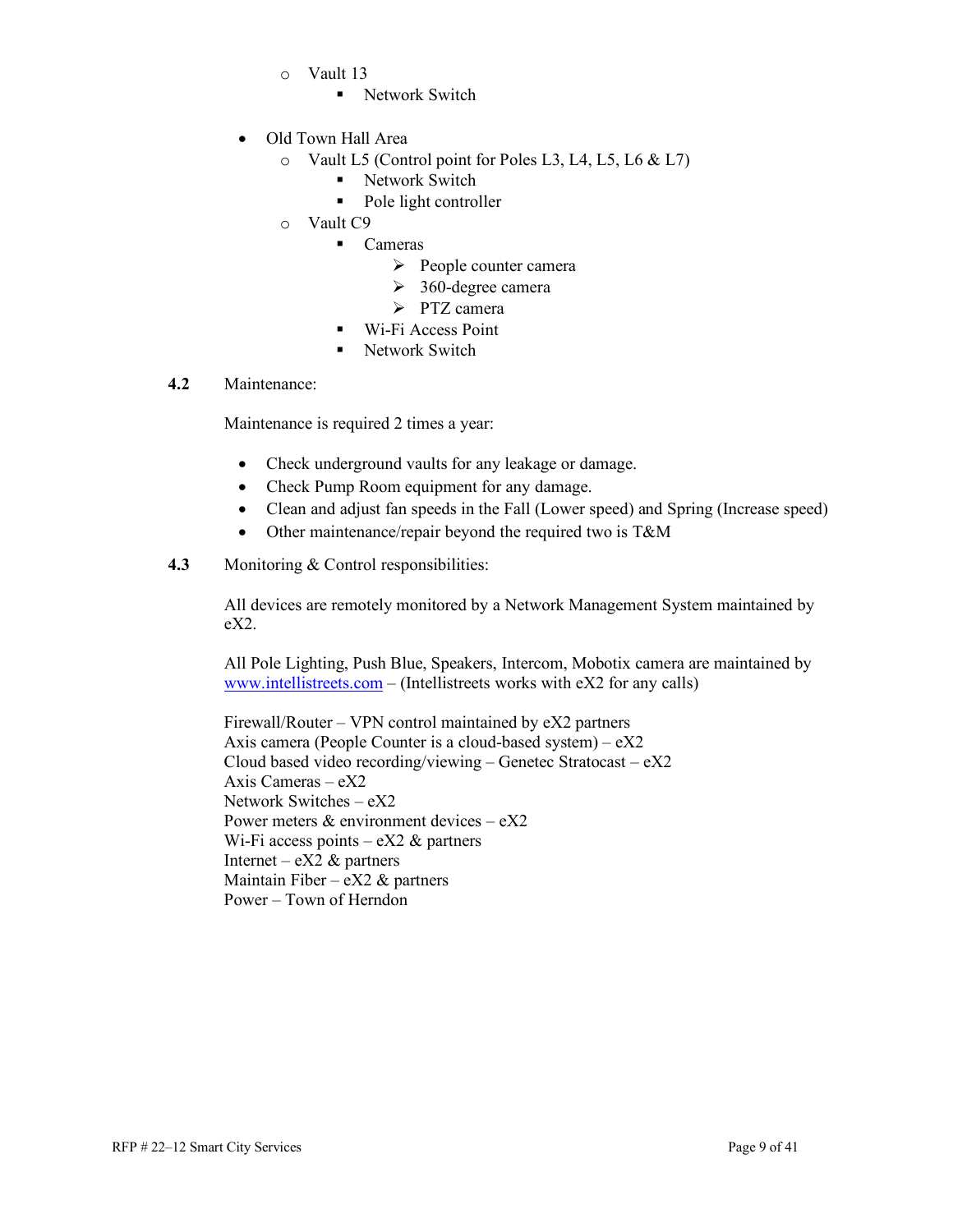- Vault 13
  - Network Switch

- Old Town Hall Area
  - Vault L5 (Control point for Poles L3, L4, L5, L6 & L7)
    - Network Switch
    - Pole light controller
  - Vault C9
    - Cameras
      - People counter camera
      - 360-degree camera
      - PTZ camera
    - Wi-Fi Access Point
    - Network Switch

**4.2** Maintenance:

Maintenance is required 2 times a year:

- Check underground vaults for any leakage or damage.
- Check Pump Room equipment for any damage.
- Clean and adjust fan speeds in the Fall (Lower speed) and Spring (Increase speed)
- Other maintenance/repair beyond the required two is T&M

**4.3** Monitoring & Control responsibilities:

All devices are remotely monitored by a Network Management System maintained by eX2.

All Pole Lighting, Push Blue, Speakers, Intercom, Mobotix camera are maintained by [www.intellistreets.com](http://www.intellistreets.com) – (Intellistreets works with eX2 for any calls)

Firewall/Router – VPN control maintained by eX2 partners
Axis camera (People Counter is a cloud-based system) – eX2
Cloud based video recording/viewing – Genetec Stratocast – eX2
Axis Cameras – eX2
Network Switches – eX2
Power meters & environment devices – eX2
Wi-Fi access points – eX2 & partners
Internet – eX2 & partners
Maintain Fiber – eX2 & partners
Power – Town of Herndon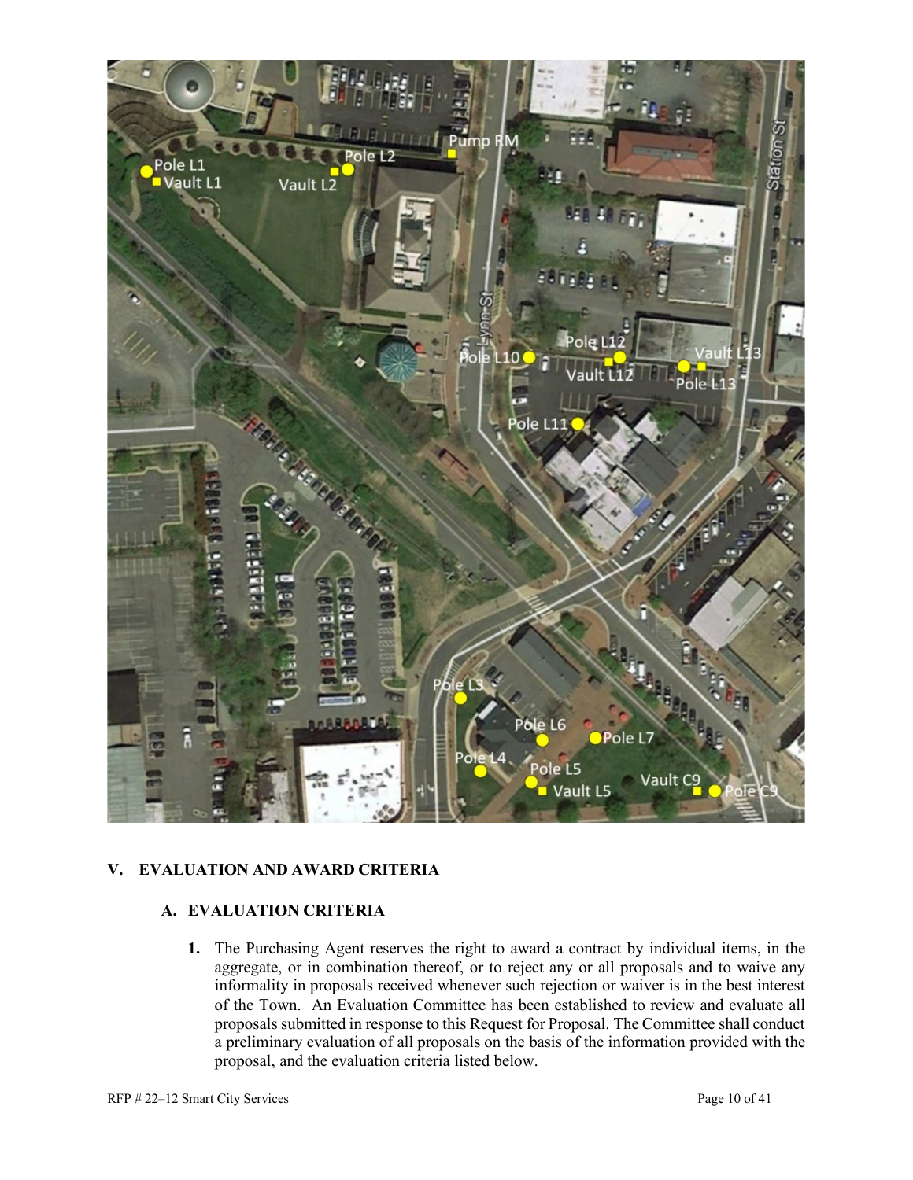## V. EVALUATION AND AWARD CRITERIA

### A. EVALUATION CRITERIA

1. The Purchasing Agent reserves the right to award a contract by individual items, in the aggregate, or in combination thereof, or to reject any or all proposals and to waive any informality in proposals received whenever such rejection or waiver is in the best interest of the Town. An Evaluation Committee has been established to review and evaluate all proposals submitted in response to this Request for Proposal. The Committee shall conduct a preliminary evaluation of all proposals on the basis of the information provided with the proposal, and the evaluation criteria listed below.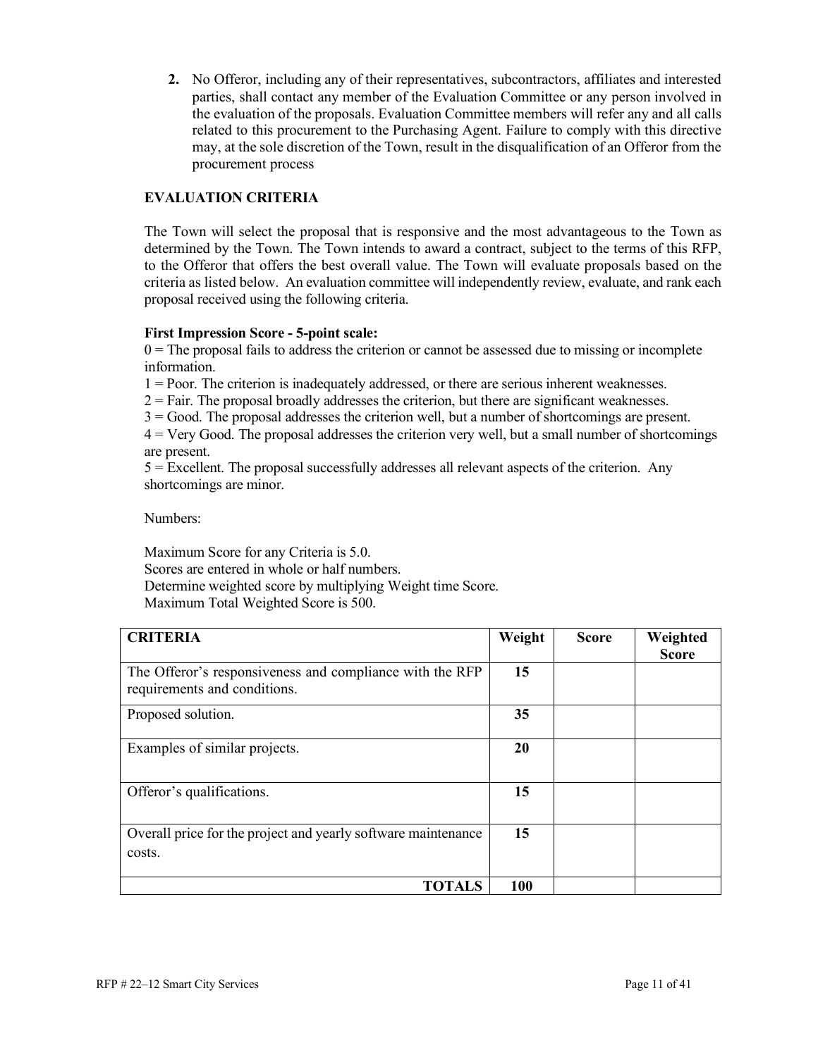2. No Offeror, including any of their representatives, subcontractors, affiliates and interested parties, shall contact any member of the Evaluation Committee or any person involved in the evaluation of the proposals. Evaluation Committee members will refer any and all calls related to this procurement to the Purchasing Agent. Failure to comply with this directive may, at the sole discretion of the Town, result in the disqualification of an Offeror from the procurement process

## EVALUATION CRITERIA

The Town will select the proposal that is responsive and the most advantageous to the Town as determined by the Town. The Town intends to award a contract, subject to the terms of this RFP, to the Offeror that offers the best overall value. The Town will evaluate proposals based on the criteria as listed below. An evaluation committee will independently review, evaluate, and rank each proposal received using the following criteria.

**First Impression Score - 5-point scale:**

0 = The proposal fails to address the criterion or cannot be assessed due to missing or incomplete information.

1 = Poor. The criterion is inadequately addressed, or there are serious inherent weaknesses.

2 = Fair. The proposal broadly addresses the criterion, but there are significant weaknesses.

3 = Good. The proposal addresses the criterion well, but a number of shortcomings are present.

4 = Very Good. The proposal addresses the criterion very well, but a small number of shortcomings are present.

5 = Excellent. The proposal successfully addresses all relevant aspects of the criterion. Any shortcomings are minor.

Numbers:

Maximum Score for any Criteria is 5.0.
Scores are entered in whole or half numbers.
Determine weighted score by multiplying Weight time Score.
Maximum Total Weighted Score is 500.

| CRITERIA | Weight | Score | Weighted Score |
|---|---|---|---|
| The Offeror's responsiveness and compliance with the RFP requirements and conditions. | **15** | | |
| Proposed solution. | **35** | | |
| Examples of similar projects. | **20** | | |
| Offeror's qualifications. | **15** | | |
| Overall price for the project and yearly software maintenance costs. | **15** | | |
| **TOTALS** | **100** | | |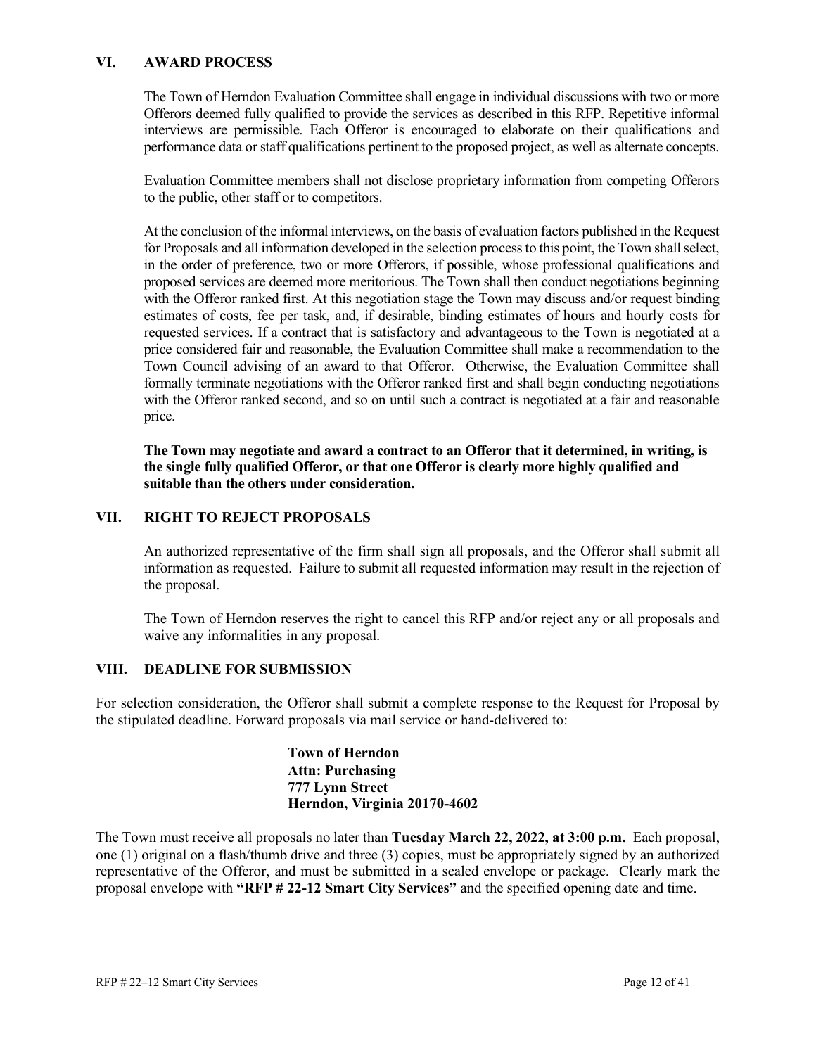## VI. AWARD PROCESS

The Town of Herndon Evaluation Committee shall engage in individual discussions with two or more Offerors deemed fully qualified to provide the services as described in this RFP. Repetitive informal interviews are permissible. Each Offeror is encouraged to elaborate on their qualifications and performance data or staff qualifications pertinent to the proposed project, as well as alternate concepts.

Evaluation Committee members shall not disclose proprietary information from competing Offerors to the public, other staff or to competitors.

At the conclusion of the informal interviews, on the basis of evaluation factors published in the Request for Proposals and all information developed in the selection process to this point, the Town shall select, in the order of preference, two or more Offerors, if possible, whose professional qualifications and proposed services are deemed more meritorious. The Town shall then conduct negotiations beginning with the Offeror ranked first. At this negotiation stage the Town may discuss and/or request binding estimates of costs, fee per task, and, if desirable, binding estimates of hours and hourly costs for requested services. If a contract that is satisfactory and advantageous to the Town is negotiated at a price considered fair and reasonable, the Evaluation Committee shall make a recommendation to the Town Council advising of an award to that Offeror. Otherwise, the Evaluation Committee shall formally terminate negotiations with the Offeror ranked first and shall begin conducting negotiations with the Offeror ranked second, and so on until such a contract is negotiated at a fair and reasonable price.

**The Town may negotiate and award a contract to an Offeror that it determined, in writing, is the single fully qualified Offeror, or that one Offeror is clearly more highly qualified and suitable than the others under consideration.**

## VII. RIGHT TO REJECT PROPOSALS

An authorized representative of the firm shall sign all proposals, and the Offeror shall submit all information as requested. Failure to submit all requested information may result in the rejection of the proposal.

The Town of Herndon reserves the right to cancel this RFP and/or reject any or all proposals and waive any informalities in any proposal.

## VIII. DEADLINE FOR SUBMISSION

For selection consideration, the Offeror shall submit a complete response to the Request for Proposal by the stipulated deadline. Forward proposals via mail service or hand-delivered to:

**Town of Herndon**
**Attn: Purchasing**
**777 Lynn Street**
**Herndon, Virginia 20170-4602**

The Town must receive all proposals no later than **Tuesday March 22, 2022, at 3:00 p.m.** Each proposal, one (1) original on a flash/thumb drive and three (3) copies, must be appropriately signed by an authorized representative of the Offeror, and must be submitted in a sealed envelope or package. Clearly mark the proposal envelope with **"RFP # 22-12 Smart City Services"** and the specified opening date and time.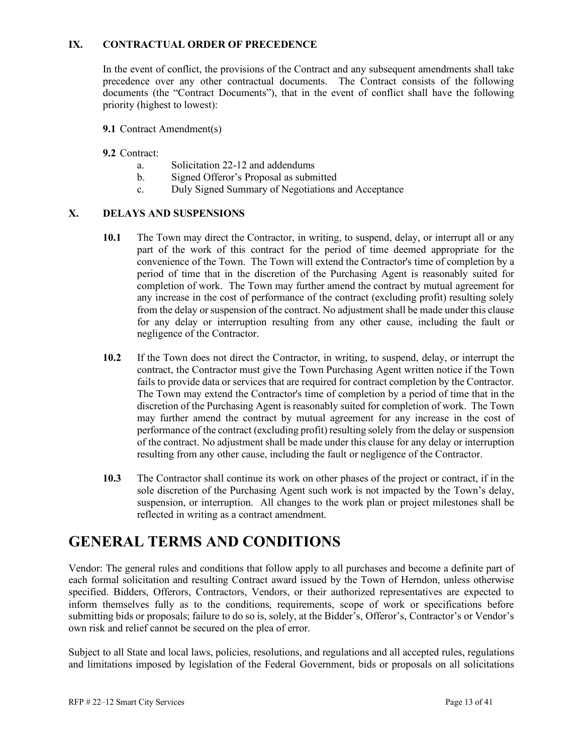### IX. CONTRACTUAL ORDER OF PRECEDENCE

In the event of conflict, the provisions of the Contract and any subsequent amendments shall take precedence over any other contractual documents. The Contract consists of the following documents (the "Contract Documents"), that in the event of conflict shall have the following priority (highest to lowest):

**9.1** Contract Amendment(s)

**9.2** Contract:

- a. Solicitation 22-12 and addendums
- b. Signed Offeror's Proposal as submitted
- c. Duly Signed Summary of Negotiations and Acceptance

### X. DELAYS AND SUSPENSIONS

**10.1** The Town may direct the Contractor, in writing, to suspend, delay, or interrupt all or any part of the work of this contract for the period of time deemed appropriate for the convenience of the Town. The Town will extend the Contractor's time of completion by a period of time that in the discretion of the Purchasing Agent is reasonably suited for completion of work. The Town may further amend the contract by mutual agreement for any increase in the cost of performance of the contract (excluding profit) resulting solely from the delay or suspension of the contract. No adjustment shall be made under this clause for any delay or interruption resulting from any other cause, including the fault or negligence of the Contractor.

**10.2** If the Town does not direct the Contractor, in writing, to suspend, delay, or interrupt the contract, the Contractor must give the Town Purchasing Agent written notice if the Town fails to provide data or services that are required for contract completion by the Contractor. The Town may extend the Contractor's time of completion by a period of time that in the discretion of the Purchasing Agent is reasonably suited for completion of work. The Town may further amend the contract by mutual agreement for any increase in the cost of performance of the contract (excluding profit) resulting solely from the delay or suspension of the contract. No adjustment shall be made under this clause for any delay or interruption resulting from any other cause, including the fault or negligence of the Contractor.

**10.3** The Contractor shall continue its work on other phases of the project or contract, if in the sole discretion of the Purchasing Agent such work is not impacted by the Town's delay, suspension, or interruption. All changes to the work plan or project milestones shall be reflected in writing as a contract amendment.

# GENERAL TERMS AND CONDITIONS

Vendor: The general rules and conditions that follow apply to all purchases and become a definite part of each formal solicitation and resulting Contract award issued by the Town of Herndon, unless otherwise specified. Bidders, Offerors, Contractors, Vendors, or their authorized representatives are expected to inform themselves fully as to the conditions, requirements, scope of work or specifications before submitting bids or proposals; failure to do so is, solely, at the Bidder's, Offeror's, Contractor's or Vendor's own risk and relief cannot be secured on the plea of error.

Subject to all State and local laws, policies, resolutions, and regulations and all accepted rules, regulations and limitations imposed by legislation of the Federal Government, bids or proposals on all solicitations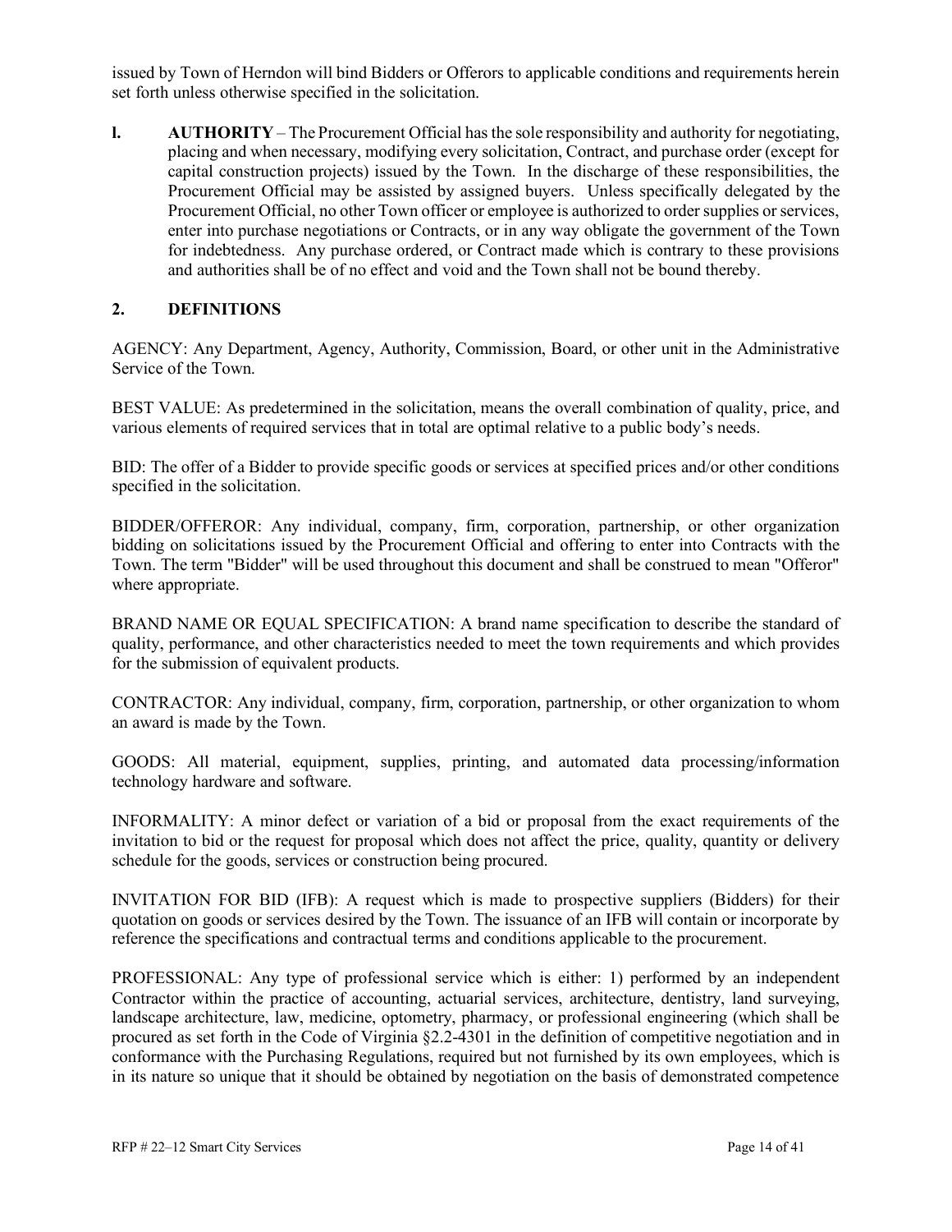issued by Town of Herndon will bind Bidders or Offerors to applicable conditions and requirements herein set forth unless otherwise specified in the solicitation.

**l.** **AUTHORITY** – The Procurement Official has the sole responsibility and authority for negotiating, placing and when necessary, modifying every solicitation, Contract, and purchase order (except for capital construction projects) issued by the Town. In the discharge of these responsibilities, the Procurement Official may be assisted by assigned buyers. Unless specifically delegated by the Procurement Official, no other Town officer or employee is authorized to order supplies or services, enter into purchase negotiations or Contracts, or in any way obligate the government of the Town for indebtedness. Any purchase ordered, or Contract made which is contrary to these provisions and authorities shall be of no effect and void and the Town shall not be bound thereby.

## 2. DEFINITIONS

AGENCY: Any Department, Agency, Authority, Commission, Board, or other unit in the Administrative Service of the Town.

BEST VALUE: As predetermined in the solicitation, means the overall combination of quality, price, and various elements of required services that in total are optimal relative to a public body's needs.

BID: The offer of a Bidder to provide specific goods or services at specified prices and/or other conditions specified in the solicitation.

BIDDER/OFFEROR: Any individual, company, firm, corporation, partnership, or other organization bidding on solicitations issued by the Procurement Official and offering to enter into Contracts with the Town. The term "Bidder" will be used throughout this document and shall be construed to mean "Offeror" where appropriate.

BRAND NAME OR EQUAL SPECIFICATION: A brand name specification to describe the standard of quality, performance, and other characteristics needed to meet the town requirements and which provides for the submission of equivalent products.

CONTRACTOR: Any individual, company, firm, corporation, partnership, or other organization to whom an award is made by the Town.

GOODS: All material, equipment, supplies, printing, and automated data processing/information technology hardware and software.

INFORMALITY: A minor defect or variation of a bid or proposal from the exact requirements of the invitation to bid or the request for proposal which does not affect the price, quality, quantity or delivery schedule for the goods, services or construction being procured.

INVITATION FOR BID (IFB): A request which is made to prospective suppliers (Bidders) for their quotation on goods or services desired by the Town. The issuance of an IFB will contain or incorporate by reference the specifications and contractual terms and conditions applicable to the procurement.

PROFESSIONAL: Any type of professional service which is either: 1) performed by an independent Contractor within the practice of accounting, actuarial services, architecture, dentistry, land surveying, landscape architecture, law, medicine, optometry, pharmacy, or professional engineering (which shall be procured as set forth in the Code of Virginia §2.2-4301 in the definition of competitive negotiation and in conformance with the Purchasing Regulations, required but not furnished by its own employees, which is in its nature so unique that it should be obtained by negotiation on the basis of demonstrated competence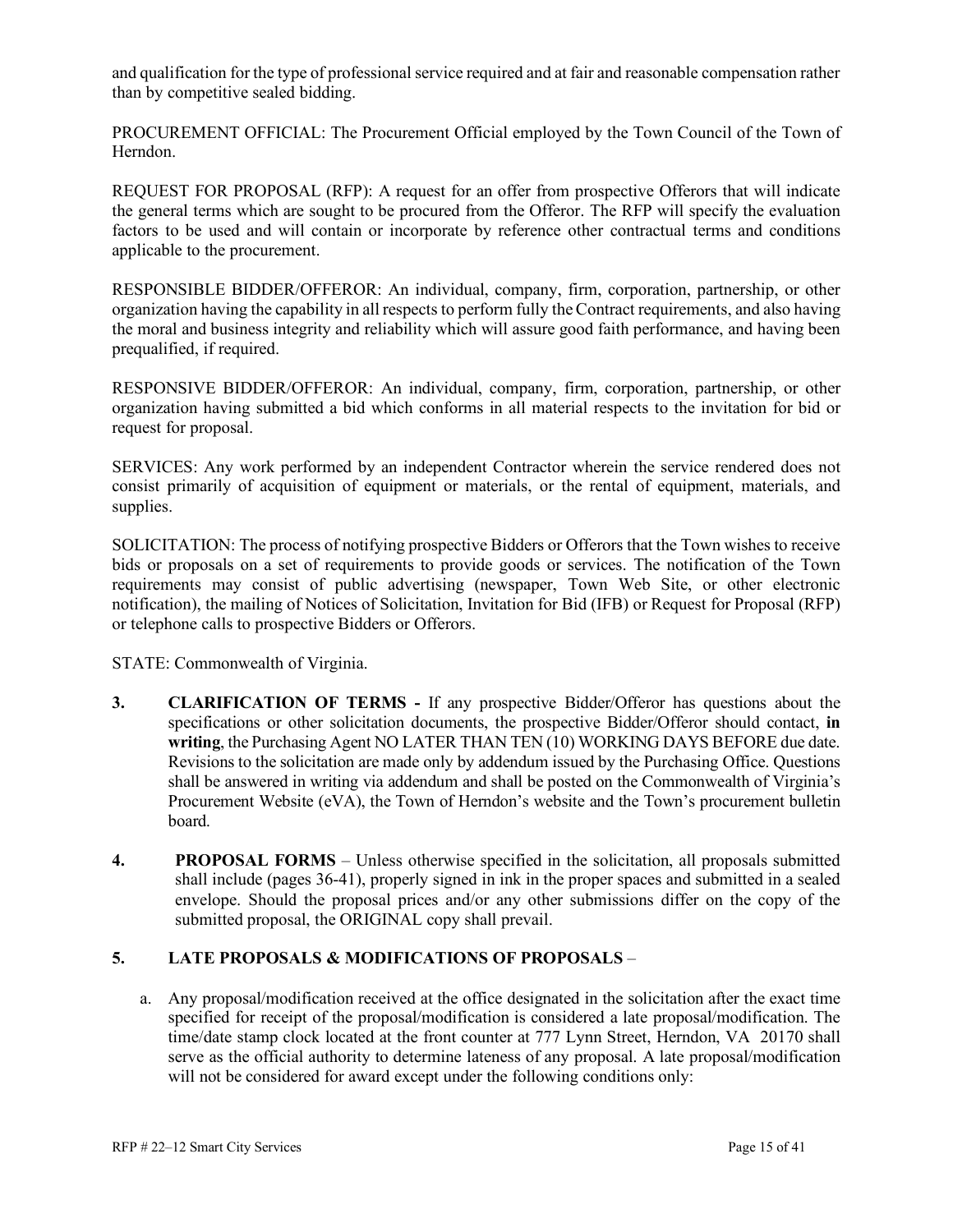and qualification for the type of professional service required and at fair and reasonable compensation rather than by competitive sealed bidding.

PROCUREMENT OFFICIAL: The Procurement Official employed by the Town Council of the Town of Herndon.

REQUEST FOR PROPOSAL (RFP): A request for an offer from prospective Offerors that will indicate the general terms which are sought to be procured from the Offeror. The RFP will specify the evaluation factors to be used and will contain or incorporate by reference other contractual terms and conditions applicable to the procurement.

RESPONSIBLE BIDDER/OFFEROR: An individual, company, firm, corporation, partnership, or other organization having the capability in all respects to perform fully the Contract requirements, and also having the moral and business integrity and reliability which will assure good faith performance, and having been prequalified, if required.

RESPONSIVE BIDDER/OFFEROR: An individual, company, firm, corporation, partnership, or other organization having submitted a bid which conforms in all material respects to the invitation for bid or request for proposal.

SERVICES: Any work performed by an independent Contractor wherein the service rendered does not consist primarily of acquisition of equipment or materials, or the rental of equipment, materials, and supplies.

SOLICITATION: The process of notifying prospective Bidders or Offerors that the Town wishes to receive bids or proposals on a set of requirements to provide goods or services. The notification of the Town requirements may consist of public advertising (newspaper, Town Web Site, or other electronic notification), the mailing of Notices of Solicitation, Invitation for Bid (IFB) or Request for Proposal (RFP) or telephone calls to prospective Bidders or Offerors.

STATE: Commonwealth of Virginia.

**3. CLARIFICATION OF TERMS -** If any prospective Bidder/Offeror has questions about the specifications or other solicitation documents, the prospective Bidder/Offeror should contact, **in writing**, the Purchasing Agent NO LATER THAN TEN (10) WORKING DAYS BEFORE due date. Revisions to the solicitation are made only by addendum issued by the Purchasing Office. Questions shall be answered in writing via addendum and shall be posted on the Commonwealth of Virginia's Procurement Website (eVA), the Town of Herndon's website and the Town's procurement bulletin board.

**4. PROPOSAL FORMS** – Unless otherwise specified in the solicitation, all proposals submitted shall include (pages 36-41), properly signed in ink in the proper spaces and submitted in a sealed envelope. Should the proposal prices and/or any other submissions differ on the copy of the submitted proposal, the ORIGINAL copy shall prevail.

**5. LATE PROPOSALS & MODIFICATIONS OF PROPOSALS** –

a. Any proposal/modification received at the office designated in the solicitation after the exact time specified for receipt of the proposal/modification is considered a late proposal/modification. The time/date stamp clock located at the front counter at 777 Lynn Street, Herndon, VA 20170 shall serve as the official authority to determine lateness of any proposal. A late proposal/modification will not be considered for award except under the following conditions only: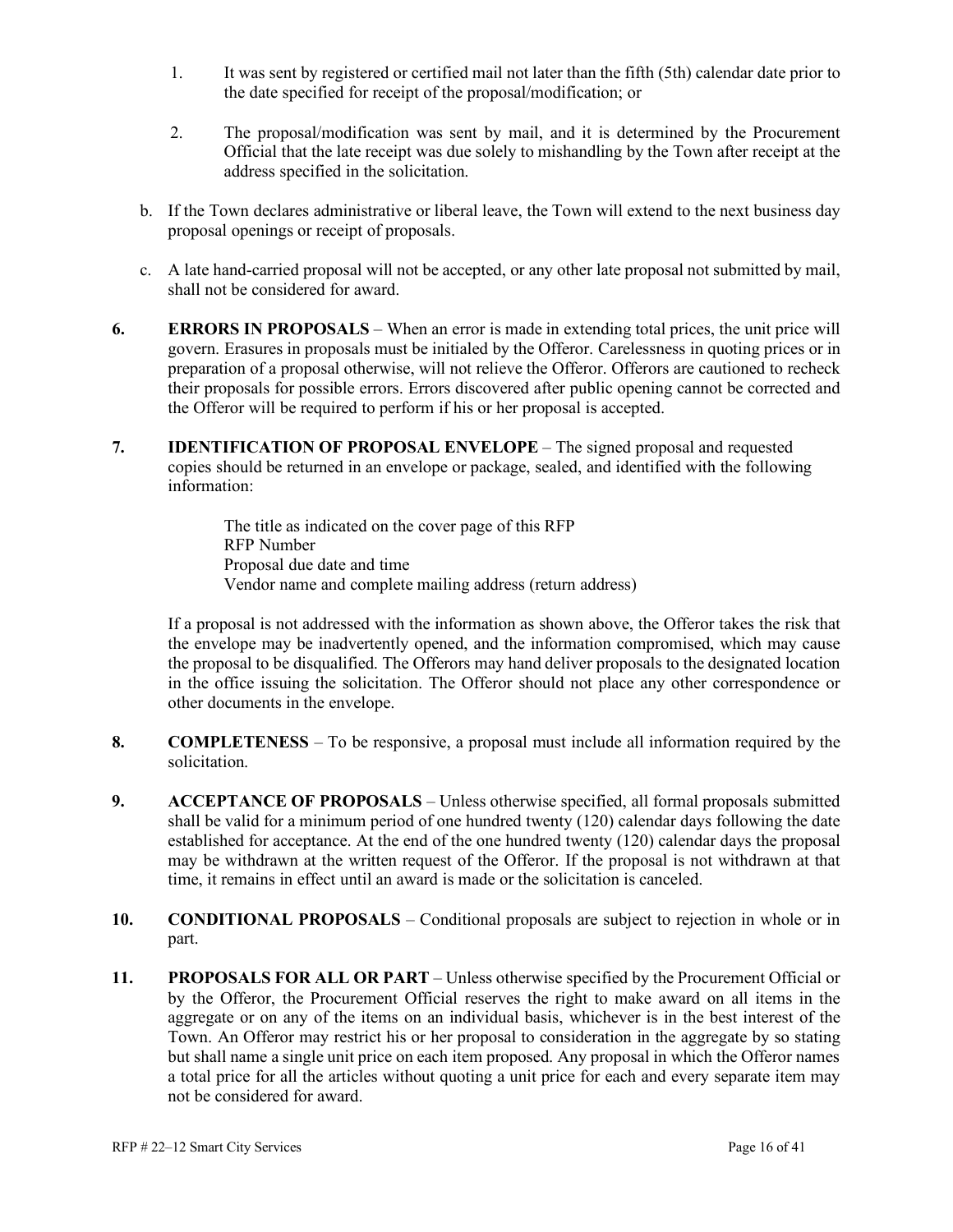1. It was sent by registered or certified mail not later than the fifth (5th) calendar date prior to the date specified for receipt of the proposal/modification; or

2. The proposal/modification was sent by mail, and it is determined by the Procurement Official that the late receipt was due solely to mishandling by the Town after receipt at the address specified in the solicitation.

b. If the Town declares administrative or liberal leave, the Town will extend to the next business day proposal openings or receipt of proposals.

c. A late hand-carried proposal will not be accepted, or any other late proposal not submitted by mail, shall not be considered for award.

**6. ERRORS IN PROPOSALS** – When an error is made in extending total prices, the unit price will govern. Erasures in proposals must be initialed by the Offeror. Carelessness in quoting prices or in preparation of a proposal otherwise, will not relieve the Offeror. Offerors are cautioned to recheck their proposals for possible errors. Errors discovered after public opening cannot be corrected and the Offeror will be required to perform if his or her proposal is accepted.

**7. IDENTIFICATION OF PROPOSAL ENVELOPE** – The signed proposal and requested copies should be returned in an envelope or package, sealed, and identified with the following information:

The title as indicated on the cover page of this RFP
RFP Number
Proposal due date and time
Vendor name and complete mailing address (return address)

If a proposal is not addressed with the information as shown above, the Offeror takes the risk that the envelope may be inadvertently opened, and the information compromised, which may cause the proposal to be disqualified. The Offerors may hand deliver proposals to the designated location in the office issuing the solicitation. The Offeror should not place any other correspondence or other documents in the envelope.

**8. COMPLETENESS** – To be responsive, a proposal must include all information required by the solicitation.

**9. ACCEPTANCE OF PROPOSALS** – Unless otherwise specified, all formal proposals submitted shall be valid for a minimum period of one hundred twenty (120) calendar days following the date established for acceptance. At the end of the one hundred twenty (120) calendar days the proposal may be withdrawn at the written request of the Offeror. If the proposal is not withdrawn at that time, it remains in effect until an award is made or the solicitation is canceled.

**10. CONDITIONAL PROPOSALS** – Conditional proposals are subject to rejection in whole or in part.

**11. PROPOSALS FOR ALL OR PART** – Unless otherwise specified by the Procurement Official or by the Offeror, the Procurement Official reserves the right to make award on all items in the aggregate or on any of the items on an individual basis, whichever is in the best interest of the Town. An Offeror may restrict his or her proposal to consideration in the aggregate by so stating but shall name a single unit price on each item proposed. Any proposal in which the Offeror names a total price for all the articles without quoting a unit price for each and every separate item may not be considered for award.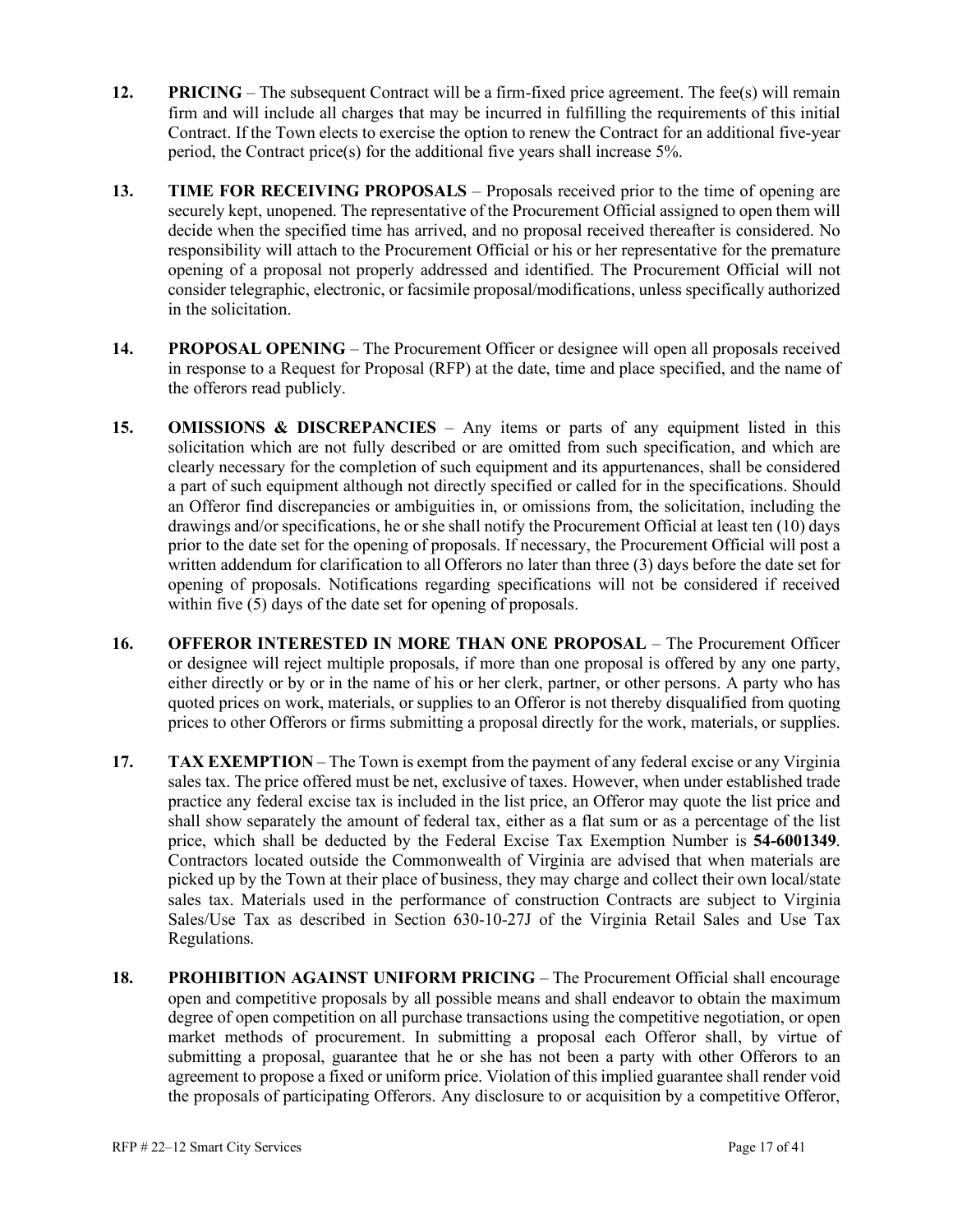12. **PRICING** – The subsequent Contract will be a firm-fixed price agreement. The fee(s) will remain firm and will include all charges that may be incurred in fulfilling the requirements of this initial Contract. If the Town elects to exercise the option to renew the Contract for an additional five-year period, the Contract price(s) for the additional five years shall increase 5%.

13. **TIME FOR RECEIVING PROPOSALS** – Proposals received prior to the time of opening are securely kept, unopened. The representative of the Procurement Official assigned to open them will decide when the specified time has arrived, and no proposal received thereafter is considered. No responsibility will attach to the Procurement Official or his or her representative for the premature opening of a proposal not properly addressed and identified. The Procurement Official will not consider telegraphic, electronic, or facsimile proposal/modifications, unless specifically authorized in the solicitation.

14. **PROPOSAL OPENING** – The Procurement Officer or designee will open all proposals received in response to a Request for Proposal (RFP) at the date, time and place specified, and the name of the offerors read publicly.

15. **OMISSIONS & DISCREPANCIES** – Any items or parts of any equipment listed in this solicitation which are not fully described or are omitted from such specification, and which are clearly necessary for the completion of such equipment and its appurtenances, shall be considered a part of such equipment although not directly specified or called for in the specifications. Should an Offeror find discrepancies or ambiguities in, or omissions from, the solicitation, including the drawings and/or specifications, he or she shall notify the Procurement Official at least ten (10) days prior to the date set for the opening of proposals. If necessary, the Procurement Official will post a written addendum for clarification to all Offerors no later than three (3) days before the date set for opening of proposals. Notifications regarding specifications will not be considered if received within five (5) days of the date set for opening of proposals.

16. **OFFEROR INTERESTED IN MORE THAN ONE PROPOSAL** – The Procurement Officer or designee will reject multiple proposals, if more than one proposal is offered by any one party, either directly or by or in the name of his or her clerk, partner, or other persons. A party who has quoted prices on work, materials, or supplies to an Offeror is not thereby disqualified from quoting prices to other Offerors or firms submitting a proposal directly for the work, materials, or supplies.

17. **TAX EXEMPTION** – The Town is exempt from the payment of any federal excise or any Virginia sales tax. The price offered must be net, exclusive of taxes. However, when under established trade practice any federal excise tax is included in the list price, an Offeror may quote the list price and shall show separately the amount of federal tax, either as a flat sum or as a percentage of the list price, which shall be deducted by the Federal Excise Tax Exemption Number is **54-6001349**. Contractors located outside the Commonwealth of Virginia are advised that when materials are picked up by the Town at their place of business, they may charge and collect their own local/state sales tax. Materials used in the performance of construction Contracts are subject to Virginia Sales/Use Tax as described in Section 630-10-27J of the Virginia Retail Sales and Use Tax Regulations.

18. **PROHIBITION AGAINST UNIFORM PRICING** – The Procurement Official shall encourage open and competitive proposals by all possible means and shall endeavor to obtain the maximum degree of open competition on all purchase transactions using the competitive negotiation, or open market methods of procurement. In submitting a proposal each Offeror shall, by virtue of submitting a proposal, guarantee that he or she has not been a party with other Offerors to an agreement to propose a fixed or uniform price. Violation of this implied guarantee shall render void the proposals of participating Offerors. Any disclosure to or acquisition by a competitive Offeror,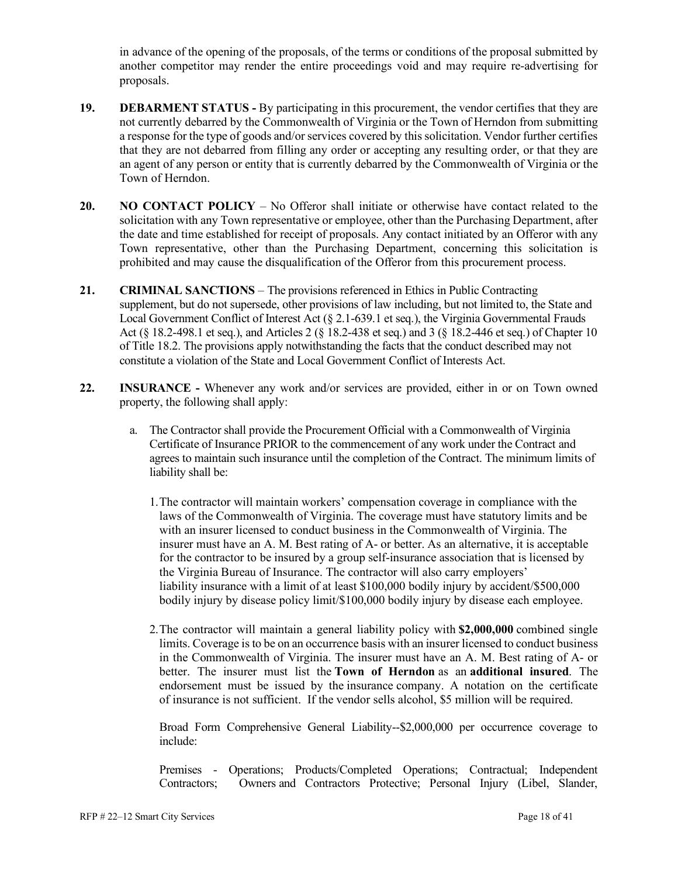in advance of the opening of the proposals, of the terms or conditions of the proposal submitted by another competitor may render the entire proceedings void and may require re-advertising for proposals.

**19. DEBARMENT STATUS -** By participating in this procurement, the vendor certifies that they are not currently debarred by the Commonwealth of Virginia or the Town of Herndon from submitting a response for the type of goods and/or services covered by this solicitation. Vendor further certifies that they are not debarred from filling any order or accepting any resulting order, or that they are an agent of any person or entity that is currently debarred by the Commonwealth of Virginia or the Town of Herndon.

**20. NO CONTACT POLICY** – No Offeror shall initiate or otherwise have contact related to the solicitation with any Town representative or employee, other than the Purchasing Department, after the date and time established for receipt of proposals. Any contact initiated by an Offeror with any Town representative, other than the Purchasing Department, concerning this solicitation is prohibited and may cause the disqualification of the Offeror from this procurement process.

**21. CRIMINAL SANCTIONS** – The provisions referenced in Ethics in Public Contracting supplement, but do not supersede, other provisions of law including, but not limited to, the State and Local Government Conflict of Interest Act (§ 2.1-639.1 et seq.), the Virginia Governmental Frauds Act (§ 18.2-498.1 et seq.), and Articles 2 (§ 18.2-438 et seq.) and 3 (§ 18.2-446 et seq.) of Chapter 10 of Title 18.2. The provisions apply notwithstanding the facts that the conduct described may not constitute a violation of the State and Local Government Conflict of Interests Act.

**22. INSURANCE -** Whenever any work and/or services are provided, either in or on Town owned property, the following shall apply:

a. The Contractor shall provide the Procurement Official with a Commonwealth of Virginia Certificate of Insurance PRIOR to the commencement of any work under the Contract and agrees to maintain such insurance until the completion of the Contract. The minimum limits of liability shall be:

1. The contractor will maintain workers' compensation coverage in compliance with the laws of the Commonwealth of Virginia. The coverage must have statutory limits and be with an insurer licensed to conduct business in the Commonwealth of Virginia. The insurer must have an A. M. Best rating of A- or better. As an alternative, it is acceptable for the contractor to be insured by a group self-insurance association that is licensed by the Virginia Bureau of Insurance. The contractor will also carry employers' liability insurance with a limit of at least $100,000 bodily injury by accident/$500,000 bodily injury by disease policy limit/$100,000 bodily injury by disease each employee.

2. The contractor will maintain a general liability policy with **$2,000,000** combined single limits. Coverage is to be on an occurrence basis with an insurer licensed to conduct business in the Commonwealth of Virginia. The insurer must have an A. M. Best rating of A- or better. The insurer must list the **Town of Herndon** as an **additional insured**. The endorsement must be issued by the insurance company. A notation on the certificate of insurance is not sufficient. If the vendor sells alcohol, $5 million will be required.

   Broad Form Comprehensive General Liability--$2,000,000 per occurrence coverage to include:

   Premises - Operations; Products/Completed Operations; Contractual; Independent Contractors; Owners and Contractors Protective; Personal Injury (Libel, Slander,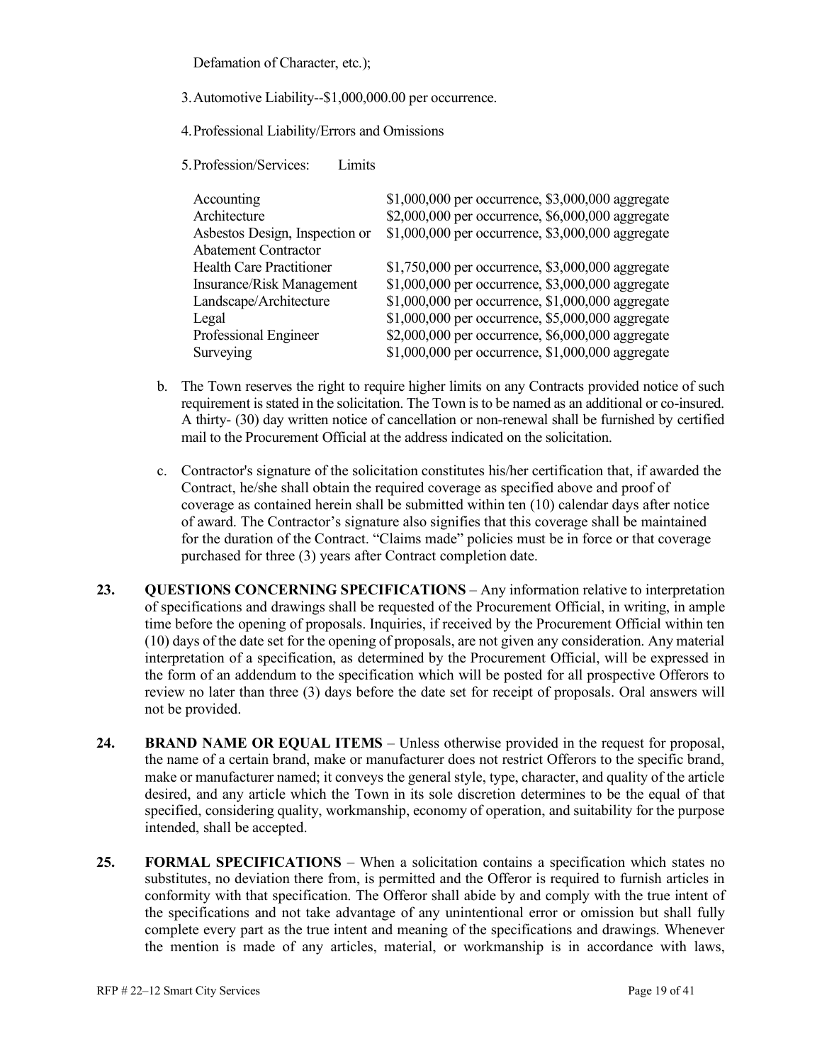Defamation of Character, etc.);

3. Automotive Liability--$1,000,000.00 per occurrence.

4. Professional Liability/Errors and Omissions

5. Profession/Services: Limits

| Profession/Services | Limits |
|---|---|
| Accounting | $1,000,000 per occurrence, $3,000,000 aggregate |
| Architecture | $2,000,000 per occurrence, $6,000,000 aggregate |
| Asbestos Design, Inspection or Abatement Contractor | $1,000,000 per occurrence, $3,000,000 aggregate |
| Health Care Practitioner | $1,750,000 per occurrence, $3,000,000 aggregate |
| Insurance/Risk Management | $1,000,000 per occurrence, $3,000,000 aggregate |
| Landscape/Architecture | $1,000,000 per occurrence, $1,000,000 aggregate |
| Legal | $1,000,000 per occurrence, $5,000,000 aggregate |
| Professional Engineer | $2,000,000 per occurrence, $6,000,000 aggregate |
| Surveying | $1,000,000 per occurrence, $1,000,000 aggregate |

b. The Town reserves the right to require higher limits on any Contracts provided notice of such requirement is stated in the solicitation. The Town is to be named as an additional or co-insured. A thirty- (30) day written notice of cancellation or non-renewal shall be furnished by certified mail to the Procurement Official at the address indicated on the solicitation.

c. Contractor's signature of the solicitation constitutes his/her certification that, if awarded the Contract, he/she shall obtain the required coverage as specified above and proof of coverage as contained herein shall be submitted within ten (10) calendar days after notice of award. The Contractor's signature also signifies that this coverage shall be maintained for the duration of the Contract. "Claims made" policies must be in force or that coverage purchased for three (3) years after Contract completion date.

**23. QUESTIONS CONCERNING SPECIFICATIONS** – Any information relative to interpretation of specifications and drawings shall be requested of the Procurement Official, in writing, in ample time before the opening of proposals. Inquiries, if received by the Procurement Official within ten (10) days of the date set for the opening of proposals, are not given any consideration. Any material interpretation of a specification, as determined by the Procurement Official, will be expressed in the form of an addendum to the specification which will be posted for all prospective Offerors to review no later than three (3) days before the date set for receipt of proposals. Oral answers will not be provided.

**24. BRAND NAME OR EQUAL ITEMS** – Unless otherwise provided in the request for proposal, the name of a certain brand, make or manufacturer does not restrict Offerors to the specific brand, make or manufacturer named; it conveys the general style, type, character, and quality of the article desired, and any article which the Town in its sole discretion determines to be the equal of that specified, considering quality, workmanship, economy of operation, and suitability for the purpose intended, shall be accepted.

**25. FORMAL SPECIFICATIONS** – When a solicitation contains a specification which states no substitutes, no deviation there from, is permitted and the Offeror is required to furnish articles in conformity with that specification. The Offeror shall abide by and comply with the true intent of the specifications and not take advantage of any unintentional error or omission but shall fully complete every part as the true intent and meaning of the specifications and drawings. Whenever the mention is made of any articles, material, or workmanship is in accordance with laws,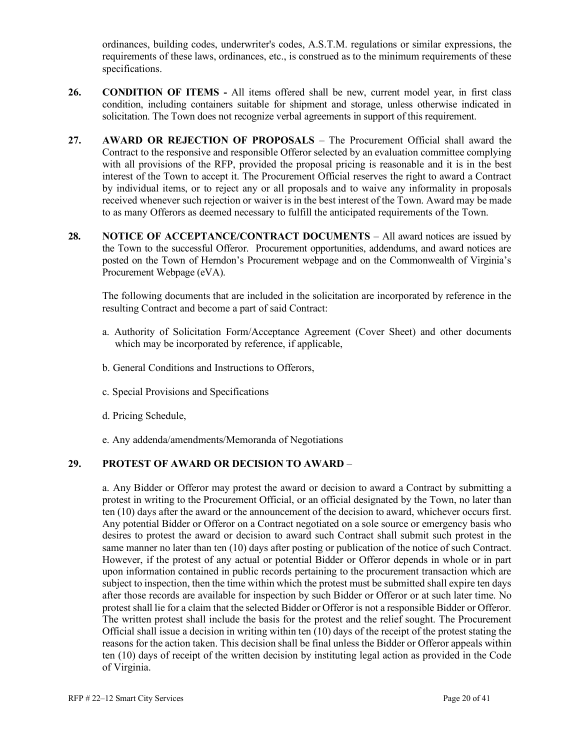ordinances, building codes, underwriter's codes, A.S.T.M. regulations or similar expressions, the requirements of these laws, ordinances, etc., is construed as to the minimum requirements of these specifications.

**26. CONDITION OF ITEMS -** All items offered shall be new, current model year, in first class condition, including containers suitable for shipment and storage, unless otherwise indicated in solicitation. The Town does not recognize verbal agreements in support of this requirement.

**27. AWARD OR REJECTION OF PROPOSALS** – The Procurement Official shall award the Contract to the responsive and responsible Offeror selected by an evaluation committee complying with all provisions of the RFP, provided the proposal pricing is reasonable and it is in the best interest of the Town to accept it. The Procurement Official reserves the right to award a Contract by individual items, or to reject any or all proposals and to waive any informality in proposals received whenever such rejection or waiver is in the best interest of the Town. Award may be made to as many Offerors as deemed necessary to fulfill the anticipated requirements of the Town.

**28. NOTICE OF ACCEPTANCE/CONTRACT DOCUMENTS** – All award notices are issued by the Town to the successful Offeror. Procurement opportunities, addendums, and award notices are posted on the Town of Herndon's Procurement webpage and on the Commonwealth of Virginia's Procurement Webpage (eVA).

The following documents that are included in the solicitation are incorporated by reference in the resulting Contract and become a part of said Contract:

a. Authority of Solicitation Form/Acceptance Agreement (Cover Sheet) and other documents which may be incorporated by reference, if applicable,

b. General Conditions and Instructions to Offerors,

c. Special Provisions and Specifications

d. Pricing Schedule,

e. Any addenda/amendments/Memoranda of Negotiations

**29. PROTEST OF AWARD OR DECISION TO AWARD** –

a. Any Bidder or Offeror may protest the award or decision to award a Contract by submitting a protest in writing to the Procurement Official, or an official designated by the Town, no later than ten (10) days after the award or the announcement of the decision to award, whichever occurs first. Any potential Bidder or Offeror on a Contract negotiated on a sole source or emergency basis who desires to protest the award or decision to award such Contract shall submit such protest in the same manner no later than ten (10) days after posting or publication of the notice of such Contract. However, if the protest of any actual or potential Bidder or Offeror depends in whole or in part upon information contained in public records pertaining to the procurement transaction which are subject to inspection, then the time within which the protest must be submitted shall expire ten days after those records are available for inspection by such Bidder or Offeror or at such later time. No protest shall lie for a claim that the selected Bidder or Offeror is not a responsible Bidder or Offeror. The written protest shall include the basis for the protest and the relief sought. The Procurement Official shall issue a decision in writing within ten (10) days of the receipt of the protest stating the reasons for the action taken. This decision shall be final unless the Bidder or Offeror appeals within ten (10) days of receipt of the written decision by instituting legal action as provided in the Code of Virginia.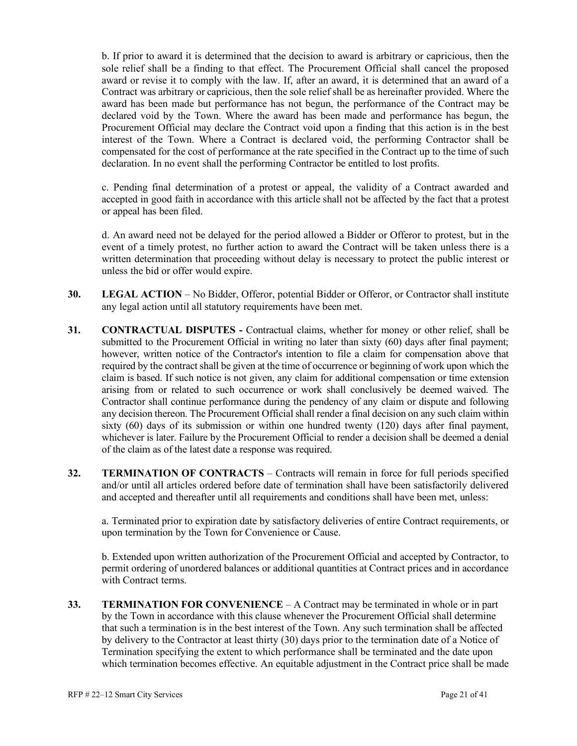b. If prior to award it is determined that the decision to award is arbitrary or capricious, then the sole relief shall be a finding to that effect. The Procurement Official shall cancel the proposed award or revise it to comply with the law. If, after an award, it is determined that an award of a Contract was arbitrary or capricious, then the sole relief shall be as hereinafter provided. Where the award has been made but performance has not begun, the performance of the Contract may be declared void by the Town. Where the award has been made and performance has begun, the Procurement Official may declare the Contract void upon a finding that this action is in the best interest of the Town. Where a Contract is declared void, the performing Contractor shall be compensated for the cost of performance at the rate specified in the Contract up to the time of such declaration. In no event shall the performing Contractor be entitled to lost profits.

c. Pending final determination of a protest or appeal, the validity of a Contract awarded and accepted in good faith in accordance with this article shall not be affected by the fact that a protest or appeal has been filed.

d. An award need not be delayed for the period allowed a Bidder or Offeror to protest, but in the event of a timely protest, no further action to award the Contract will be taken unless there is a written determination that proceeding without delay is necessary to protect the public interest or unless the bid or offer would expire.

**30. LEGAL ACTION** – No Bidder, Offeror, potential Bidder or Offeror, or Contractor shall institute any legal action until all statutory requirements have been met.

**31. CONTRACTUAL DISPUTES -** Contractual claims, whether for money or other relief, shall be submitted to the Procurement Official in writing no later than sixty (60) days after final payment; however, written notice of the Contractor's intention to file a claim for compensation above that required by the contract shall be given at the time of occurrence or beginning of work upon which the claim is based. If such notice is not given, any claim for additional compensation or time extension arising from or related to such occurrence or work shall conclusively be deemed waived. The Contractor shall continue performance during the pendency of any claim or dispute and following any decision thereon. The Procurement Official shall render a final decision on any such claim within sixty (60) days of its submission or within one hundred twenty (120) days after final payment, whichever is later. Failure by the Procurement Official to render a decision shall be deemed a denial of the claim as of the latest date a response was required.

**32. TERMINATION OF CONTRACTS** – Contracts will remain in force for full periods specified and/or until all articles ordered before date of termination shall have been satisfactorily delivered and accepted and thereafter until all requirements and conditions shall have been met, unless:

a. Terminated prior to expiration date by satisfactory deliveries of entire Contract requirements, or upon termination by the Town for Convenience or Cause.

b. Extended upon written authorization of the Procurement Official and accepted by Contractor, to permit ordering of unordered balances or additional quantities at Contract prices and in accordance with Contract terms.

**33. TERMINATION FOR CONVENIENCE** – A Contract may be terminated in whole or in part by the Town in accordance with this clause whenever the Procurement Official shall determine that such a termination is in the best interest of the Town. Any such termination shall be affected by delivery to the Contractor at least thirty (30) days prior to the termination date of a Notice of Termination specifying the extent to which performance shall be terminated and the date upon which termination becomes effective. An equitable adjustment in the Contract price shall be made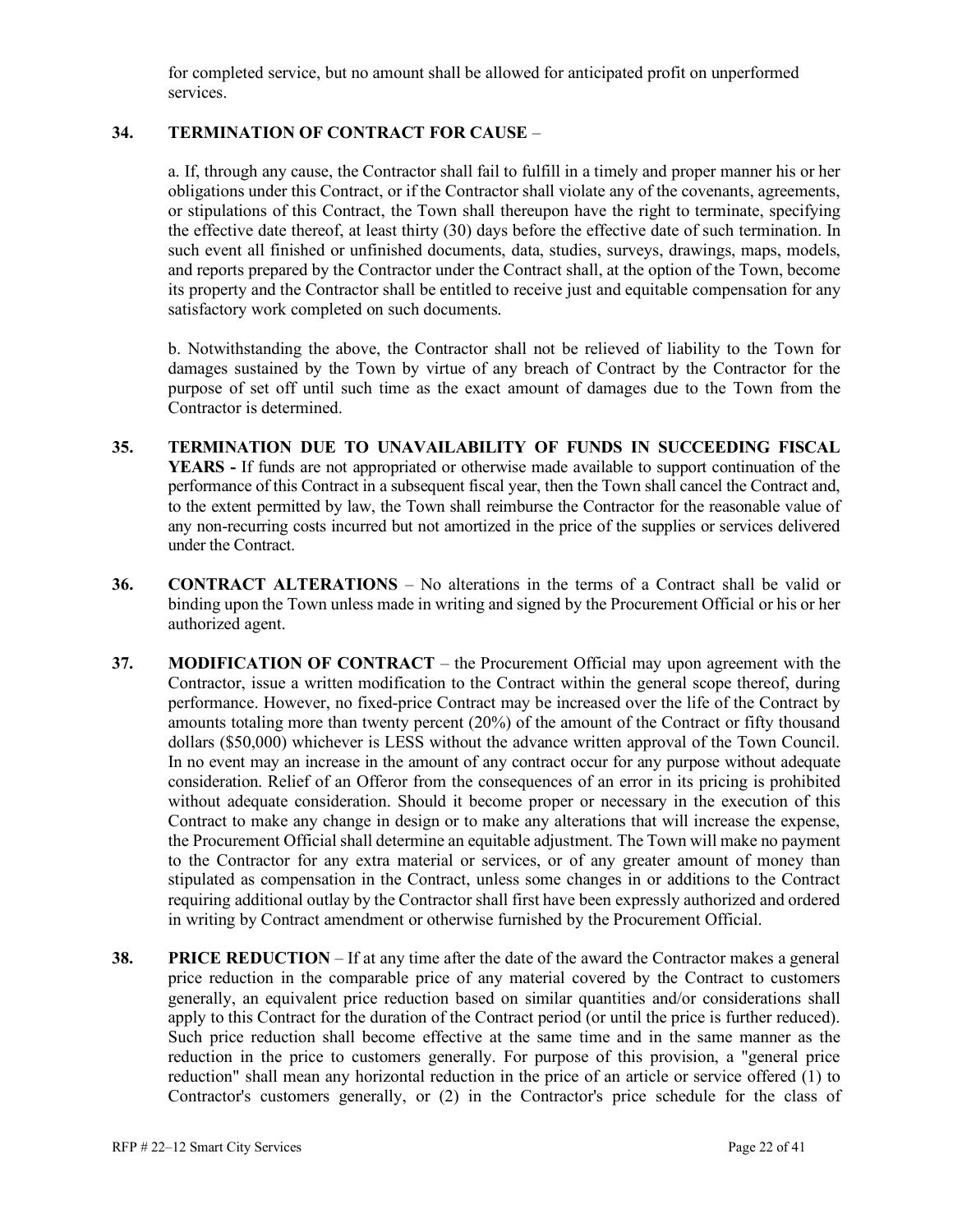for completed service, but no amount shall be allowed for anticipated profit on unperformed services.

**34. TERMINATION OF CONTRACT FOR CAUSE** –

a. If, through any cause, the Contractor shall fail to fulfill in a timely and proper manner his or her obligations under this Contract, or if the Contractor shall violate any of the covenants, agreements, or stipulations of this Contract, the Town shall thereupon have the right to terminate, specifying the effective date thereof, at least thirty (30) days before the effective date of such termination. In such event all finished or unfinished documents, data, studies, surveys, drawings, maps, models, and reports prepared by the Contractor under the Contract shall, at the option of the Town, become its property and the Contractor shall be entitled to receive just and equitable compensation for any satisfactory work completed on such documents.

b. Notwithstanding the above, the Contractor shall not be relieved of liability to the Town for damages sustained by the Town by virtue of any breach of Contract by the Contractor for the purpose of set off until such time as the exact amount of damages due to the Town from the Contractor is determined.

**35. TERMINATION DUE TO UNAVAILABILITY OF FUNDS IN SUCCEEDING FISCAL YEARS -** If funds are not appropriated or otherwise made available to support continuation of the performance of this Contract in a subsequent fiscal year, then the Town shall cancel the Contract and, to the extent permitted by law, the Town shall reimburse the Contractor for the reasonable value of any non-recurring costs incurred but not amortized in the price of the supplies or services delivered under the Contract.

**36. CONTRACT ALTERATIONS** – No alterations in the terms of a Contract shall be valid or binding upon the Town unless made in writing and signed by the Procurement Official or his or her authorized agent.

**37. MODIFICATION OF CONTRACT** – the Procurement Official may upon agreement with the Contractor, issue a written modification to the Contract within the general scope thereof, during performance. However, no fixed-price Contract may be increased over the life of the Contract by amounts totaling more than twenty percent (20%) of the amount of the Contract or fifty thousand dollars ($50,000) whichever is LESS without the advance written approval of the Town Council. In no event may an increase in the amount of any contract occur for any purpose without adequate consideration. Relief of an Offeror from the consequences of an error in its pricing is prohibited without adequate consideration. Should it become proper or necessary in the execution of this Contract to make any change in design or to make any alterations that will increase the expense, the Procurement Official shall determine an equitable adjustment. The Town will make no payment to the Contractor for any extra material or services, or of any greater amount of money than stipulated as compensation in the Contract, unless some changes in or additions to the Contract requiring additional outlay by the Contractor shall first have been expressly authorized and ordered in writing by Contract amendment or otherwise furnished by the Procurement Official.

**38. PRICE REDUCTION** – If at any time after the date of the award the Contractor makes a general price reduction in the comparable price of any material covered by the Contract to customers generally, an equivalent price reduction based on similar quantities and/or considerations shall apply to this Contract for the duration of the Contract period (or until the price is further reduced). Such price reduction shall become effective at the same time and in the same manner as the reduction in the price to customers generally. For purpose of this provision, a "general price reduction" shall mean any horizontal reduction in the price of an article or service offered (1) to Contractor's customers generally, or (2) in the Contractor's price schedule for the class of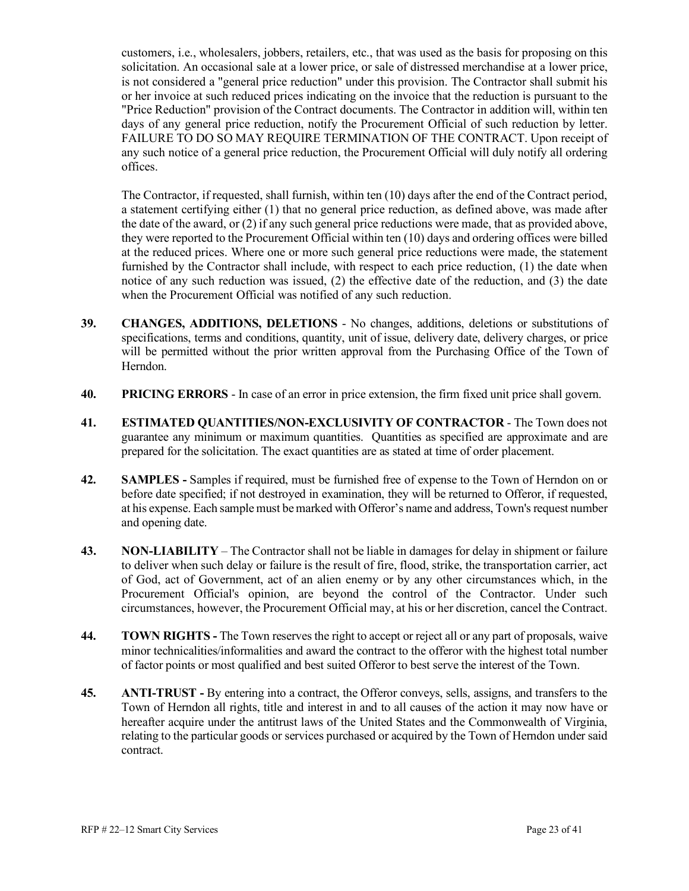customers, i.e., wholesalers, jobbers, retailers, etc., that was used as the basis for proposing on this solicitation. An occasional sale at a lower price, or sale of distressed merchandise at a lower price, is not considered a "general price reduction" under this provision. The Contractor shall submit his or her invoice at such reduced prices indicating on the invoice that the reduction is pursuant to the "Price Reduction" provision of the Contract documents. The Contractor in addition will, within ten days of any general price reduction, notify the Procurement Official of such reduction by letter. FAILURE TO DO SO MAY REQUIRE TERMINATION OF THE CONTRACT. Upon receipt of any such notice of a general price reduction, the Procurement Official will duly notify all ordering offices.

The Contractor, if requested, shall furnish, within ten (10) days after the end of the Contract period, a statement certifying either (1) that no general price reduction, as defined above, was made after the date of the award, or (2) if any such general price reductions were made, that as provided above, they were reported to the Procurement Official within ten (10) days and ordering offices were billed at the reduced prices. Where one or more such general price reductions were made, the statement furnished by the Contractor shall include, with respect to each price reduction, (1) the date when notice of any such reduction was issued, (2) the effective date of the reduction, and (3) the date when the Procurement Official was notified of any such reduction.

**39. CHANGES, ADDITIONS, DELETIONS** - No changes, additions, deletions or substitutions of specifications, terms and conditions, quantity, unit of issue, delivery date, delivery charges, or price will be permitted without the prior written approval from the Purchasing Office of the Town of Herndon.

**40. PRICING ERRORS** - In case of an error in price extension, the firm fixed unit price shall govern.

**41. ESTIMATED QUANTITIES/NON-EXCLUSIVITY OF CONTRACTOR** - The Town does not guarantee any minimum or maximum quantities. Quantities as specified are approximate and are prepared for the solicitation. The exact quantities are as stated at time of order placement.

**42. SAMPLES -** Samples if required, must be furnished free of expense to the Town of Herndon on or before date specified; if not destroyed in examination, they will be returned to Offeror, if requested, at his expense. Each sample must be marked with Offeror's name and address, Town's request number and opening date.

**43. NON-LIABILITY** – The Contractor shall not be liable in damages for delay in shipment or failure to deliver when such delay or failure is the result of fire, flood, strike, the transportation carrier, act of God, act of Government, act of an alien enemy or by any other circumstances which, in the Procurement Official's opinion, are beyond the control of the Contractor. Under such circumstances, however, the Procurement Official may, at his or her discretion, cancel the Contract.

**44. TOWN RIGHTS -** The Town reserves the right to accept or reject all or any part of proposals, waive minor technicalities/informalities and award the contract to the offeror with the highest total number of factor points or most qualified and best suited Offeror to best serve the interest of the Town.

**45. ANTI-TRUST -** By entering into a contract, the Offeror conveys, sells, assigns, and transfers to the Town of Herndon all rights, title and interest in and to all causes of the action it may now have or hereafter acquire under the antitrust laws of the United States and the Commonwealth of Virginia, relating to the particular goods or services purchased or acquired by the Town of Herndon under said contract.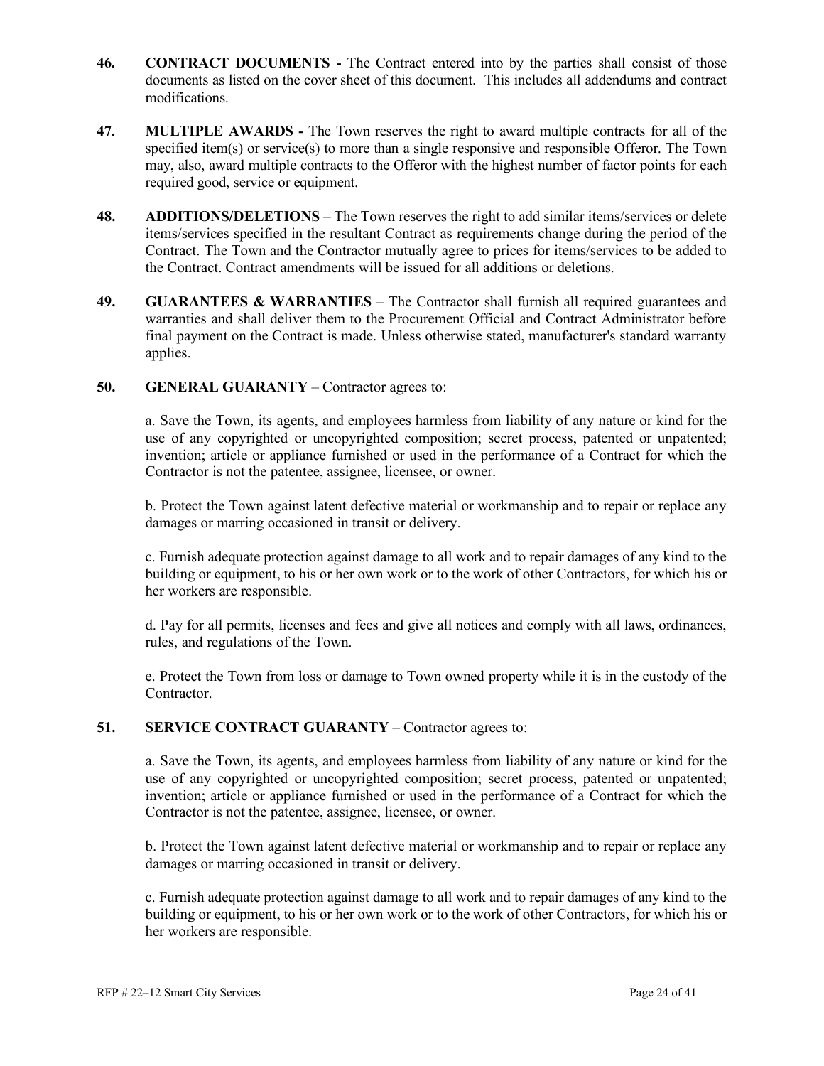**46. CONTRACT DOCUMENTS -** The Contract entered into by the parties shall consist of those documents as listed on the cover sheet of this document. This includes all addendums and contract modifications.

**47. MULTIPLE AWARDS -** The Town reserves the right to award multiple contracts for all of the specified item(s) or service(s) to more than a single responsive and responsible Offeror. The Town may, also, award multiple contracts to the Offeror with the highest number of factor points for each required good, service or equipment.

**48. ADDITIONS/DELETIONS** – The Town reserves the right to add similar items/services or delete items/services specified in the resultant Contract as requirements change during the period of the Contract. The Town and the Contractor mutually agree to prices for items/services to be added to the Contract. Contract amendments will be issued for all additions or deletions.

**49. GUARANTEES & WARRANTIES** – The Contractor shall furnish all required guarantees and warranties and shall deliver them to the Procurement Official and Contract Administrator before final payment on the Contract is made. Unless otherwise stated, manufacturer's standard warranty applies.

**50. GENERAL GUARANTY** – Contractor agrees to:

a. Save the Town, its agents, and employees harmless from liability of any nature or kind for the use of any copyrighted or uncopyrighted composition; secret process, patented or unpatented; invention; article or appliance furnished or used in the performance of a Contract for which the Contractor is not the patentee, assignee, licensee, or owner.

b. Protect the Town against latent defective material or workmanship and to repair or replace any damages or marring occasioned in transit or delivery.

c. Furnish adequate protection against damage to all work and to repair damages of any kind to the building or equipment, to his or her own work or to the work of other Contractors, for which his or her workers are responsible.

d. Pay for all permits, licenses and fees and give all notices and comply with all laws, ordinances, rules, and regulations of the Town.

e. Protect the Town from loss or damage to Town owned property while it is in the custody of the Contractor.

**51. SERVICE CONTRACT GUARANTY** – Contractor agrees to:

a. Save the Town, its agents, and employees harmless from liability of any nature or kind for the use of any copyrighted or uncopyrighted composition; secret process, patented or unpatented; invention; article or appliance furnished or used in the performance of a Contract for which the Contractor is not the patentee, assignee, licensee, or owner.

b. Protect the Town against latent defective material or workmanship and to repair or replace any damages or marring occasioned in transit or delivery.

c. Furnish adequate protection against damage to all work and to repair damages of any kind to the building or equipment, to his or her own work or to the work of other Contractors, for which his or her workers are responsible.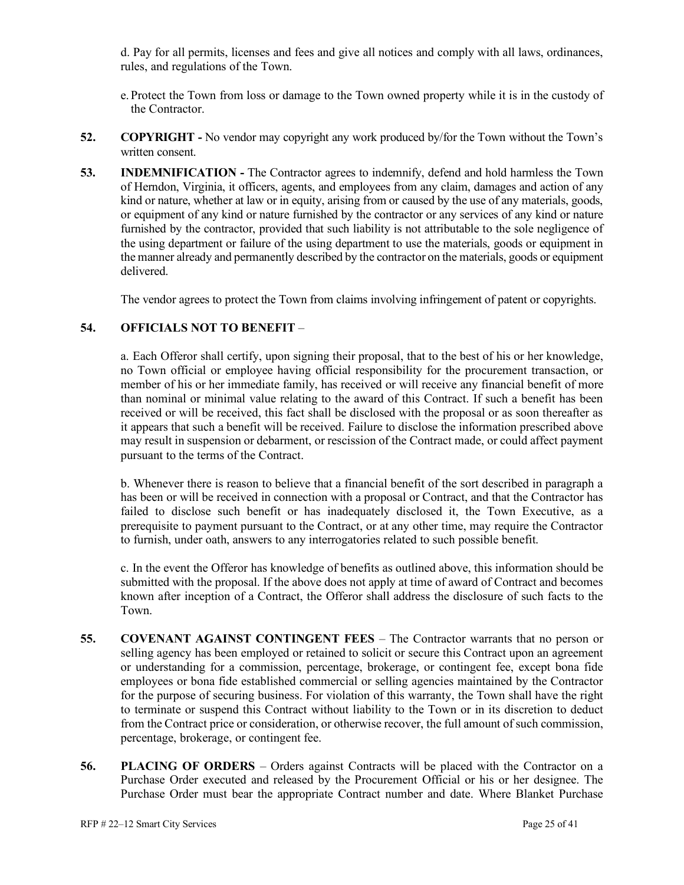d. Pay for all permits, licenses and fees and give all notices and comply with all laws, ordinances, rules, and regulations of the Town.

e. Protect the Town from loss or damage to the Town owned property while it is in the custody of the Contractor.

**52. COPYRIGHT -** No vendor may copyright any work produced by/for the Town without the Town's written consent.

**53. INDEMNIFICATION -** The Contractor agrees to indemnify, defend and hold harmless the Town of Herndon, Virginia, it officers, agents, and employees from any claim, damages and action of any kind or nature, whether at law or in equity, arising from or caused by the use of any materials, goods, or equipment of any kind or nature furnished by the contractor or any services of any kind or nature furnished by the contractor, provided that such liability is not attributable to the sole negligence of the using department or failure of the using department to use the materials, goods or equipment in the manner already and permanently described by the contractor on the materials, goods or equipment delivered.

The vendor agrees to protect the Town from claims involving infringement of patent or copyrights.

**54. OFFICIALS NOT TO BENEFIT** –

a. Each Offeror shall certify, upon signing their proposal, that to the best of his or her knowledge, no Town official or employee having official responsibility for the procurement transaction, or member of his or her immediate family, has received or will receive any financial benefit of more than nominal or minimal value relating to the award of this Contract. If such a benefit has been received or will be received, this fact shall be disclosed with the proposal or as soon thereafter as it appears that such a benefit will be received. Failure to disclose the information prescribed above may result in suspension or debarment, or rescission of the Contract made, or could affect payment pursuant to the terms of the Contract.

b. Whenever there is reason to believe that a financial benefit of the sort described in paragraph a has been or will be received in connection with a proposal or Contract, and that the Contractor has failed to disclose such benefit or has inadequately disclosed it, the Town Executive, as a prerequisite to payment pursuant to the Contract, or at any other time, may require the Contractor to furnish, under oath, answers to any interrogatories related to such possible benefit.

c. In the event the Offeror has knowledge of benefits as outlined above, this information should be submitted with the proposal. If the above does not apply at time of award of Contract and becomes known after inception of a Contract, the Offeror shall address the disclosure of such facts to the Town.

**55. COVENANT AGAINST CONTINGENT FEES** – The Contractor warrants that no person or selling agency has been employed or retained to solicit or secure this Contract upon an agreement or understanding for a commission, percentage, brokerage, or contingent fee, except bona fide employees or bona fide established commercial or selling agencies maintained by the Contractor for the purpose of securing business. For violation of this warranty, the Town shall have the right to terminate or suspend this Contract without liability to the Town or in its discretion to deduct from the Contract price or consideration, or otherwise recover, the full amount of such commission, percentage, brokerage, or contingent fee.

**56. PLACING OF ORDERS** – Orders against Contracts will be placed with the Contractor on a Purchase Order executed and released by the Procurement Official or his or her designee. The Purchase Order must bear the appropriate Contract number and date. Where Blanket Purchase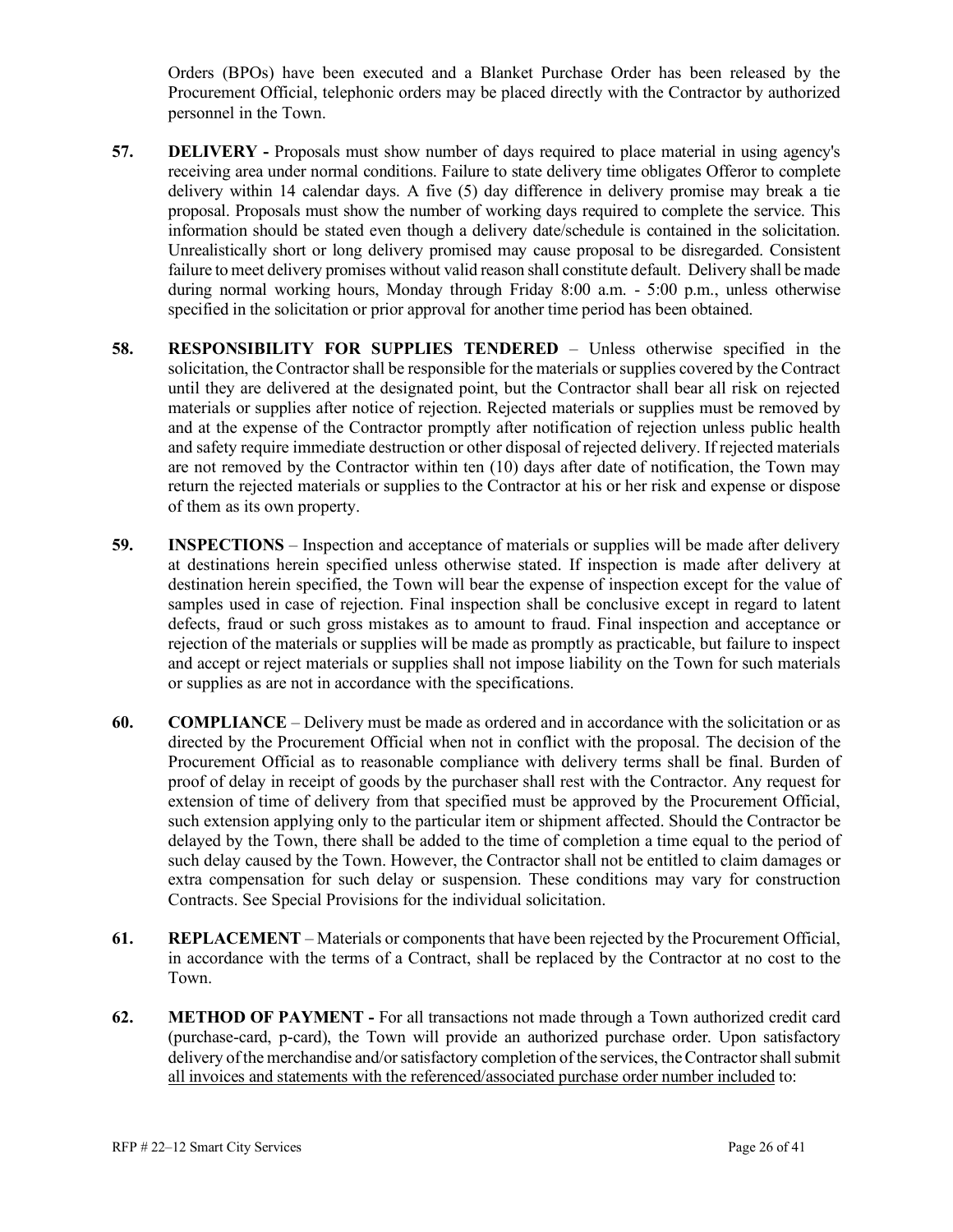Orders (BPOs) have been executed and a Blanket Purchase Order has been released by the Procurement Official, telephonic orders may be placed directly with the Contractor by authorized personnel in the Town.

**57. DELIVERY -** Proposals must show number of days required to place material in using agency's receiving area under normal conditions. Failure to state delivery time obligates Offeror to complete delivery within 14 calendar days. A five (5) day difference in delivery promise may break a tie proposal. Proposals must show the number of working days required to complete the service. This information should be stated even though a delivery date/schedule is contained in the solicitation. Unrealistically short or long delivery promised may cause proposal to be disregarded. Consistent failure to meet delivery promises without valid reason shall constitute default. Delivery shall be made during normal working hours, Monday through Friday 8:00 a.m. - 5:00 p.m., unless otherwise specified in the solicitation or prior approval for another time period has been obtained.

**58. RESPONSIBILITY FOR SUPPLIES TENDERED** – Unless otherwise specified in the solicitation, the Contractor shall be responsible for the materials or supplies covered by the Contract until they are delivered at the designated point, but the Contractor shall bear all risk on rejected materials or supplies after notice of rejection. Rejected materials or supplies must be removed by and at the expense of the Contractor promptly after notification of rejection unless public health and safety require immediate destruction or other disposal of rejected delivery. If rejected materials are not removed by the Contractor within ten (10) days after date of notification, the Town may return the rejected materials or supplies to the Contractor at his or her risk and expense or dispose of them as its own property.

**59. INSPECTIONS** – Inspection and acceptance of materials or supplies will be made after delivery at destinations herein specified unless otherwise stated. If inspection is made after delivery at destination herein specified, the Town will bear the expense of inspection except for the value of samples used in case of rejection. Final inspection shall be conclusive except in regard to latent defects, fraud or such gross mistakes as to amount to fraud. Final inspection and acceptance or rejection of the materials or supplies will be made as promptly as practicable, but failure to inspect and accept or reject materials or supplies shall not impose liability on the Town for such materials or supplies as are not in accordance with the specifications.

**60. COMPLIANCE** – Delivery must be made as ordered and in accordance with the solicitation or as directed by the Procurement Official when not in conflict with the proposal. The decision of the Procurement Official as to reasonable compliance with delivery terms shall be final. Burden of proof of delay in receipt of goods by the purchaser shall rest with the Contractor. Any request for extension of time of delivery from that specified must be approved by the Procurement Official, such extension applying only to the particular item or shipment affected. Should the Contractor be delayed by the Town, there shall be added to the time of completion a time equal to the period of such delay caused by the Town. However, the Contractor shall not be entitled to claim damages or extra compensation for such delay or suspension. These conditions may vary for construction Contracts. See Special Provisions for the individual solicitation.

**61. REPLACEMENT** – Materials or components that have been rejected by the Procurement Official, in accordance with the terms of a Contract, shall be replaced by the Contractor at no cost to the Town.

**62. METHOD OF PAYMENT -** For all transactions not made through a Town authorized credit card (purchase-card, p-card), the Town will provide an authorized purchase order. Upon satisfactory delivery of the merchandise and/or satisfactory completion of the services, the Contractor shall submit <u>all invoices and statements with the referenced/associated purchase order number included</u> to: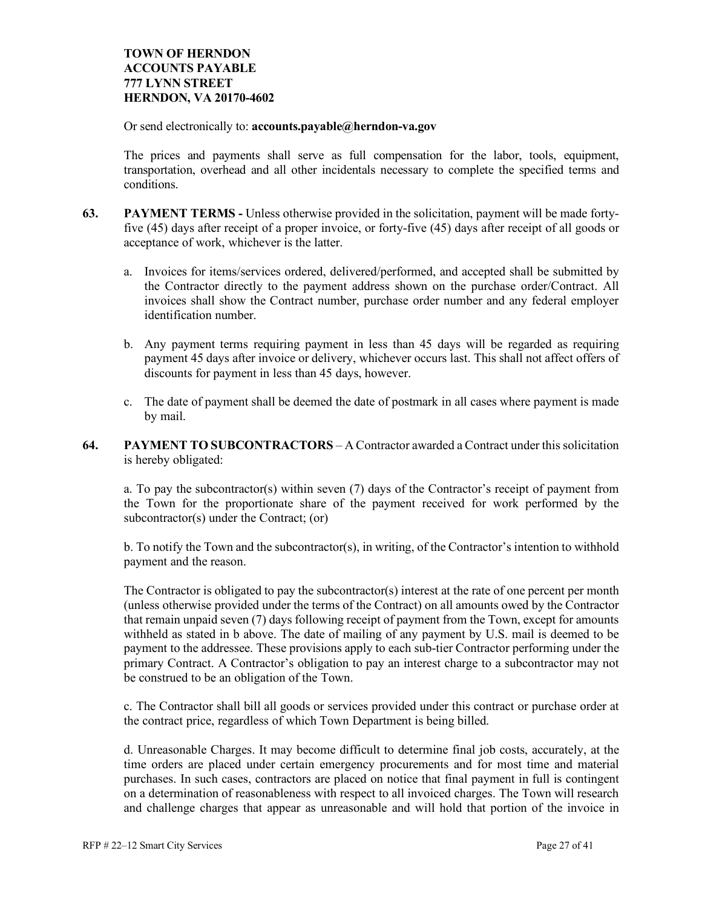**TOWN OF HERNDON**
**ACCOUNTS PAYABLE**
**777 LYNN STREET**
**HERNDON, VA 20170-4602**

Or send electronically to: **accounts.payable@herndon-va.gov**

The prices and payments shall serve as full compensation for the labor, tools, equipment, transportation, overhead and all other incidentals necessary to complete the specified terms and conditions.

**63. PAYMENT TERMS -** Unless otherwise provided in the solicitation, payment will be made forty-five (45) days after receipt of a proper invoice, or forty-five (45) days after receipt of all goods or acceptance of work, whichever is the latter.

a. Invoices for items/services ordered, delivered/performed, and accepted shall be submitted by the Contractor directly to the payment address shown on the purchase order/Contract. All invoices shall show the Contract number, purchase order number and any federal employer identification number.

b. Any payment terms requiring payment in less than 45 days will be regarded as requiring payment 45 days after invoice or delivery, whichever occurs last. This shall not affect offers of discounts for payment in less than 45 days, however.

c. The date of payment shall be deemed the date of postmark in all cases where payment is made by mail.

**64. PAYMENT TO SUBCONTRACTORS** – A Contractor awarded a Contract under this solicitation is hereby obligated:

a. To pay the subcontractor(s) within seven (7) days of the Contractor's receipt of payment from the Town for the proportionate share of the payment received for work performed by the subcontractor(s) under the Contract; (or)

b. To notify the Town and the subcontractor(s), in writing, of the Contractor's intention to withhold payment and the reason.

The Contractor is obligated to pay the subcontractor(s) interest at the rate of one percent per month (unless otherwise provided under the terms of the Contract) on all amounts owed by the Contractor that remain unpaid seven (7) days following receipt of payment from the Town, except for amounts withheld as stated in b above. The date of mailing of any payment by U.S. mail is deemed to be payment to the addressee. These provisions apply to each sub-tier Contractor performing under the primary Contract. A Contractor's obligation to pay an interest charge to a subcontractor may not be construed to be an obligation of the Town.

c. The Contractor shall bill all goods or services provided under this contract or purchase order at the contract price, regardless of which Town Department is being billed.

d. Unreasonable Charges. It may become difficult to determine final job costs, accurately, at the time orders are placed under certain emergency procurements and for most time and material purchases. In such cases, contractors are placed on notice that final payment in full is contingent on a determination of reasonableness with respect to all invoiced charges. The Town will research and challenge charges that appear as unreasonable and will hold that portion of the invoice in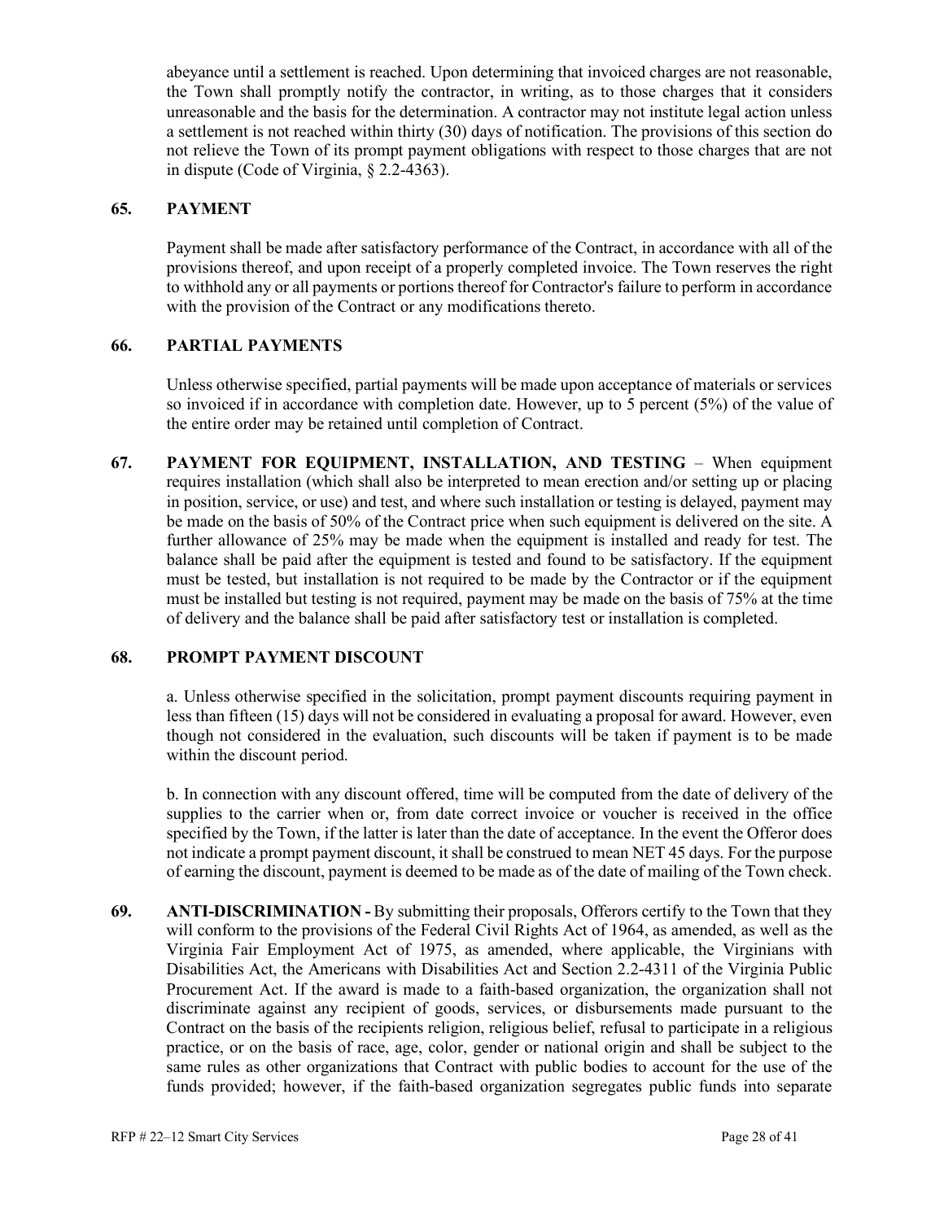abeyance until a settlement is reached. Upon determining that invoiced charges are not reasonable, the Town shall promptly notify the contractor, in writing, as to those charges that it considers unreasonable and the basis for the determination. A contractor may not institute legal action unless a settlement is not reached within thirty (30) days of notification. The provisions of this section do not relieve the Town of its prompt payment obligations with respect to those charges that are not in dispute (Code of Virginia, § 2.2-4363).

**65. PAYMENT**

Payment shall be made after satisfactory performance of the Contract, in accordance with all of the provisions thereof, and upon receipt of a properly completed invoice. The Town reserves the right to withhold any or all payments or portions thereof for Contractor's failure to perform in accordance with the provision of the Contract or any modifications thereto.

**66. PARTIAL PAYMENTS**

Unless otherwise specified, partial payments will be made upon acceptance of materials or services so invoiced if in accordance with completion date. However, up to 5 percent (5%) of the value of the entire order may be retained until completion of Contract.

**67. PAYMENT FOR EQUIPMENT, INSTALLATION, AND TESTING** – When equipment requires installation (which shall also be interpreted to mean erection and/or setting up or placing in position, service, or use) and test, and where such installation or testing is delayed, payment may be made on the basis of 50% of the Contract price when such equipment is delivered on the site. A further allowance of 25% may be made when the equipment is installed and ready for test. The balance shall be paid after the equipment is tested and found to be satisfactory. If the equipment must be tested, but installation is not required to be made by the Contractor or if the equipment must be installed but testing is not required, payment may be made on the basis of 75% at the time of delivery and the balance shall be paid after satisfactory test or installation is completed.

**68. PROMPT PAYMENT DISCOUNT**

a. Unless otherwise specified in the solicitation, prompt payment discounts requiring payment in less than fifteen (15) days will not be considered in evaluating a proposal for award. However, even though not considered in the evaluation, such discounts will be taken if payment is to be made within the discount period.

b. In connection with any discount offered, time will be computed from the date of delivery of the supplies to the carrier when or, from date correct invoice or voucher is received in the office specified by the Town, if the latter is later than the date of acceptance. In the event the Offeror does not indicate a prompt payment discount, it shall be construed to mean NET 45 days. For the purpose of earning the discount, payment is deemed to be made as of the date of mailing of the Town check.

**69. ANTI-DISCRIMINATION -** By submitting their proposals, Offerors certify to the Town that they will conform to the provisions of the Federal Civil Rights Act of 1964, as amended, as well as the Virginia Fair Employment Act of 1975, as amended, where applicable, the Virginians with Disabilities Act, the Americans with Disabilities Act and Section 2.2-4311 of the Virginia Public Procurement Act. If the award is made to a faith-based organization, the organization shall not discriminate against any recipient of goods, services, or disbursements made pursuant to the Contract on the basis of the recipients religion, religious belief, refusal to participate in a religious practice, or on the basis of race, age, color, gender or national origin and shall be subject to the same rules as other organizations that Contract with public bodies to account for the use of the funds provided; however, if the faith-based organization segregates public funds into separate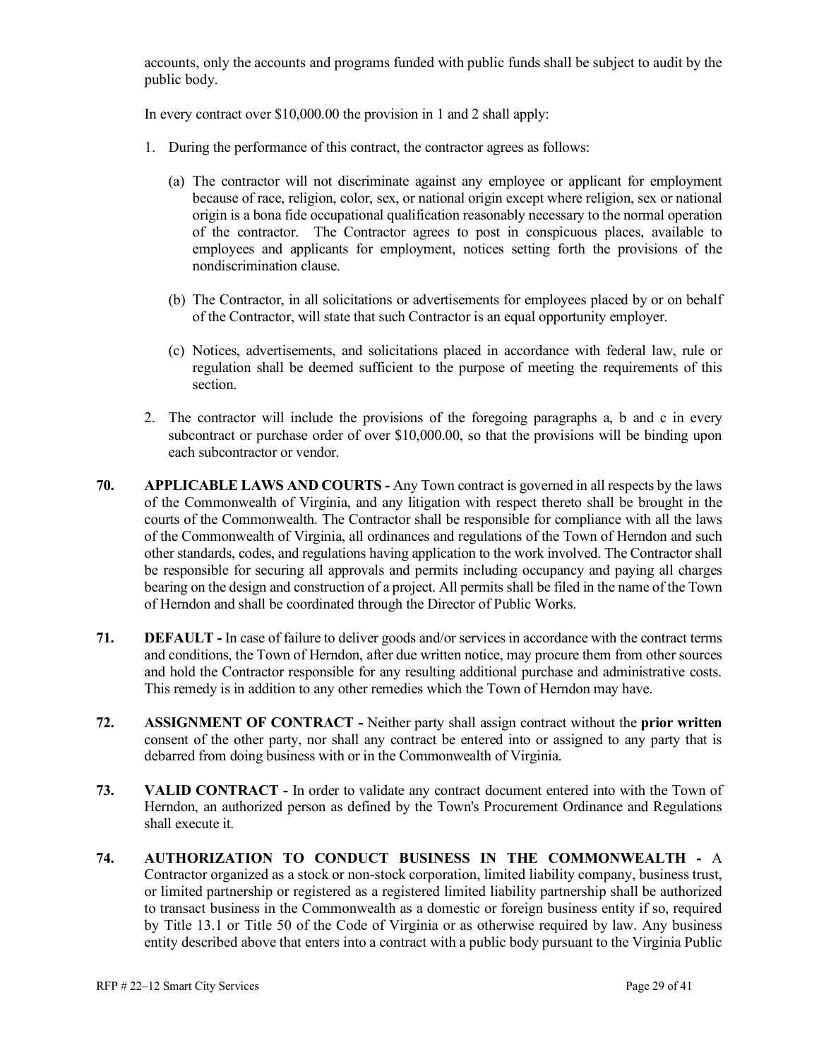accounts, only the accounts and programs funded with public funds shall be subject to audit by the public body.

In every contract over $10,000.00 the provision in 1 and 2 shall apply:

1. During the performance of this contract, the contractor agrees as follows:

   (a) The contractor will not discriminate against any employee or applicant for employment because of race, religion, color, sex, or national origin except where religion, sex or national origin is a bona fide occupational qualification reasonably necessary to the normal operation of the contractor. The Contractor agrees to post in conspicuous places, available to employees and applicants for employment, notices setting forth the provisions of the nondiscrimination clause.

   (b) The Contractor, in all solicitations or advertisements for employees placed by or on behalf of the Contractor, will state that such Contractor is an equal opportunity employer.

   (c) Notices, advertisements, and solicitations placed in accordance with federal law, rule or regulation shall be deemed sufficient to the purpose of meeting the requirements of this section.

2. The contractor will include the provisions of the foregoing paragraphs a, b and c in every subcontract or purchase order of over $10,000.00, so that the provisions will be binding upon each subcontractor or vendor.

**70. APPLICABLE LAWS AND COURTS -** Any Town contract is governed in all respects by the laws of the Commonwealth of Virginia, and any litigation with respect thereto shall be brought in the courts of the Commonwealth. The Contractor shall be responsible for compliance with all the laws of the Commonwealth of Virginia, all ordinances and regulations of the Town of Herndon and such other standards, codes, and regulations having application to the work involved. The Contractor shall be responsible for securing all approvals and permits including occupancy and paying all charges bearing on the design and construction of a project. All permits shall be filed in the name of the Town of Herndon and shall be coordinated through the Director of Public Works.

**71. DEFAULT -** In case of failure to deliver goods and/or services in accordance with the contract terms and conditions, the Town of Herndon, after due written notice, may procure them from other sources and hold the Contractor responsible for any resulting additional purchase and administrative costs. This remedy is in addition to any other remedies which the Town of Herndon may have.

**72. ASSIGNMENT OF CONTRACT -** Neither party shall assign contract without the **prior written** consent of the other party, nor shall any contract be entered into or assigned to any party that is debarred from doing business with or in the Commonwealth of Virginia.

**73. VALID CONTRACT -** In order to validate any contract document entered into with the Town of Herndon, an authorized person as defined by the Town's Procurement Ordinance and Regulations shall execute it.

**74. AUTHORIZATION TO CONDUCT BUSINESS IN THE COMMONWEALTH -** A Contractor organized as a stock or non-stock corporation, limited liability company, business trust, or limited partnership or registered as a registered limited liability partnership shall be authorized to transact business in the Commonwealth as a domestic or foreign business entity if so, required by Title 13.1 or Title 50 of the Code of Virginia or as otherwise required by law. Any business entity described above that enters into a contract with a public body pursuant to the Virginia Public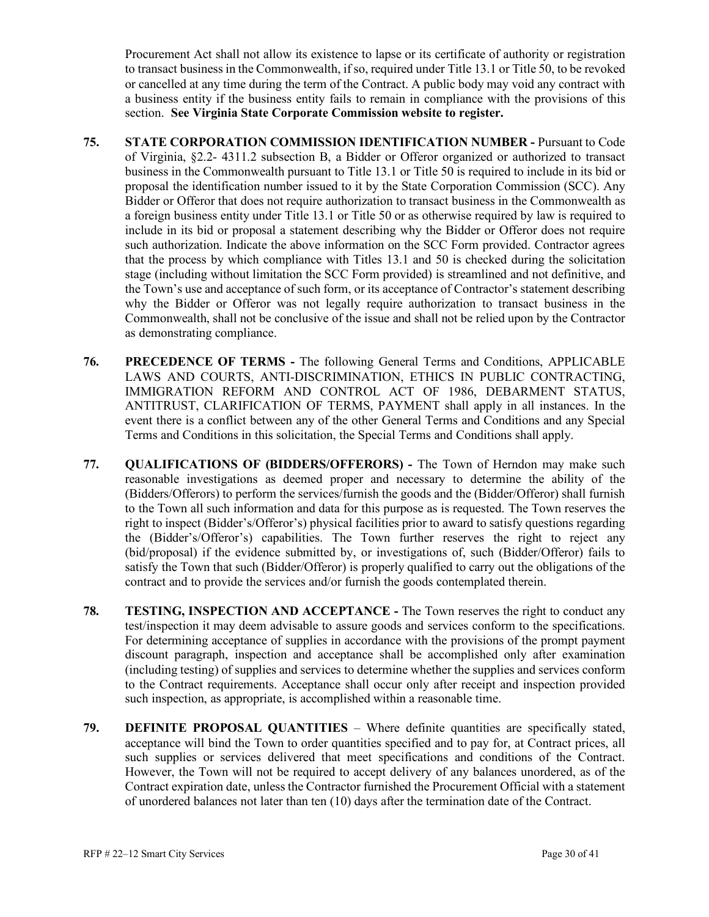Procurement Act shall not allow its existence to lapse or its certificate of authority or registration to transact business in the Commonwealth, if so, required under Title 13.1 or Title 50, to be revoked or cancelled at any time during the term of the Contract. A public body may void any contract with a business entity if the business entity fails to remain in compliance with the provisions of this section. **See Virginia State Corporate Commission website to register.**

75. **STATE CORPORATION COMMISSION IDENTIFICATION NUMBER -** Pursuant to Code of Virginia, §2.2- 4311.2 subsection B, a Bidder or Offeror organized or authorized to transact business in the Commonwealth pursuant to Title 13.1 or Title 50 is required to include in its bid or proposal the identification number issued to it by the State Corporation Commission (SCC). Any Bidder or Offeror that does not require authorization to transact business in the Commonwealth as a foreign business entity under Title 13.1 or Title 50 or as otherwise required by law is required to include in its bid or proposal a statement describing why the Bidder or Offeror does not require such authorization. Indicate the above information on the SCC Form provided. Contractor agrees that the process by which compliance with Titles 13.1 and 50 is checked during the solicitation stage (including without limitation the SCC Form provided) is streamlined and not definitive, and the Town's use and acceptance of such form, or its acceptance of Contractor's statement describing why the Bidder or Offeror was not legally require authorization to transact business in the Commonwealth, shall not be conclusive of the issue and shall not be relied upon by the Contractor as demonstrating compliance.

76. **PRECEDENCE OF TERMS -** The following General Terms and Conditions, APPLICABLE LAWS AND COURTS, ANTI-DISCRIMINATION, ETHICS IN PUBLIC CONTRACTING, IMMIGRATION REFORM AND CONTROL ACT OF 1986, DEBARMENT STATUS, ANTITRUST, CLARIFICATION OF TERMS, PAYMENT shall apply in all instances. In the event there is a conflict between any of the other General Terms and Conditions and any Special Terms and Conditions in this solicitation, the Special Terms and Conditions shall apply.

77. **QUALIFICATIONS OF (BIDDERS/OFFERORS) -** The Town of Herndon may make such reasonable investigations as deemed proper and necessary to determine the ability of the (Bidders/Offerors) to perform the services/furnish the goods and the (Bidder/Offeror) shall furnish to the Town all such information and data for this purpose as is requested. The Town reserves the right to inspect (Bidder's/Offeror's) physical facilities prior to award to satisfy questions regarding the (Bidder's/Offeror's) capabilities. The Town further reserves the right to reject any (bid/proposal) if the evidence submitted by, or investigations of, such (Bidder/Offeror) fails to satisfy the Town that such (Bidder/Offeror) is properly qualified to carry out the obligations of the contract and to provide the services and/or furnish the goods contemplated therein.

78. **TESTING, INSPECTION AND ACCEPTANCE -** The Town reserves the right to conduct any test/inspection it may deem advisable to assure goods and services conform to the specifications. For determining acceptance of supplies in accordance with the provisions of the prompt payment discount paragraph, inspection and acceptance shall be accomplished only after examination (including testing) of supplies and services to determine whether the supplies and services conform to the Contract requirements. Acceptance shall occur only after receipt and inspection provided such inspection, as appropriate, is accomplished within a reasonable time.

79. **DEFINITE PROPOSAL QUANTITIES** – Where definite quantities are specifically stated, acceptance will bind the Town to order quantities specified and to pay for, at Contract prices, all such supplies or services delivered that meet specifications and conditions of the Contract. However, the Town will not be required to accept delivery of any balances unordered, as of the Contract expiration date, unless the Contractor furnished the Procurement Official with a statement of unordered balances not later than ten (10) days after the termination date of the Contract.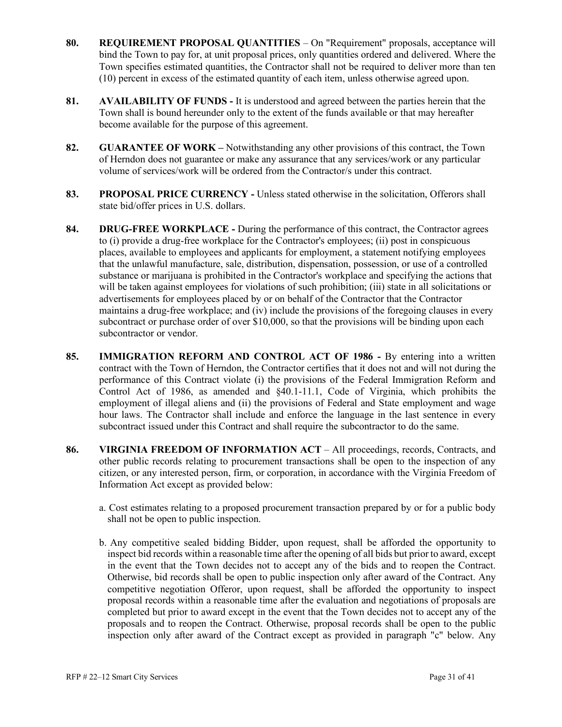80. **REQUIREMENT PROPOSAL QUANTITIES** – On "Requirement" proposals, acceptance will bind the Town to pay for, at unit proposal prices, only quantities ordered and delivered. Where the Town specifies estimated quantities, the Contractor shall not be required to deliver more than ten (10) percent in excess of the estimated quantity of each item, unless otherwise agreed upon.

81. **AVAILABILITY OF FUNDS -** It is understood and agreed between the parties herein that the Town shall is bound hereunder only to the extent of the funds available or that may hereafter become available for the purpose of this agreement.

82. **GUARANTEE OF WORK –** Notwithstanding any other provisions of this contract, the Town of Herndon does not guarantee or make any assurance that any services/work or any particular volume of services/work will be ordered from the Contractor/s under this contract.

83. **PROPOSAL PRICE CURRENCY -** Unless stated otherwise in the solicitation, Offerors shall state bid/offer prices in U.S. dollars.

84. **DRUG-FREE WORKPLACE -** During the performance of this contract, the Contractor agrees to (i) provide a drug-free workplace for the Contractor's employees; (ii) post in conspicuous places, available to employees and applicants for employment, a statement notifying employees that the unlawful manufacture, sale, distribution, dispensation, possession, or use of a controlled substance or marijuana is prohibited in the Contractor's workplace and specifying the actions that will be taken against employees for violations of such prohibition; (iii) state in all solicitations or advertisements for employees placed by or on behalf of the Contractor that the Contractor maintains a drug-free workplace; and (iv) include the provisions of the foregoing clauses in every subcontract or purchase order of over $10,000, so that the provisions will be binding upon each subcontractor or vendor.

85. **IMMIGRATION REFORM AND CONTROL ACT OF 1986 -** By entering into a written contract with the Town of Herndon, the Contractor certifies that it does not and will not during the performance of this Contract violate (i) the provisions of the Federal Immigration Reform and Control Act of 1986, as amended and §40.1-11.1, Code of Virginia, which prohibits the employment of illegal aliens and (ii) the provisions of Federal and State employment and wage hour laws. The Contractor shall include and enforce the language in the last sentence in every subcontract issued under this Contract and shall require the subcontractor to do the same.

86. **VIRGINIA FREEDOM OF INFORMATION ACT** – All proceedings, records, Contracts, and other public records relating to procurement transactions shall be open to the inspection of any citizen, or any interested person, firm, or corporation, in accordance with the Virginia Freedom of Information Act except as provided below:

    a. Cost estimates relating to a proposed procurement transaction prepared by or for a public body shall not be open to public inspection.

    b. Any competitive sealed bidding Bidder, upon request, shall be afforded the opportunity to inspect bid records within a reasonable time after the opening of all bids but prior to award, except in the event that the Town decides not to accept any of the bids and to reopen the Contract. Otherwise, bid records shall be open to public inspection only after award of the Contract. Any competitive negotiation Offeror, upon request, shall be afforded the opportunity to inspect proposal records within a reasonable time after the evaluation and negotiations of proposals are completed but prior to award except in the event that the Town decides not to accept any of the proposals and to reopen the Contract. Otherwise, proposal records shall be open to the public inspection only after award of the Contract except as provided in paragraph "c" below. Any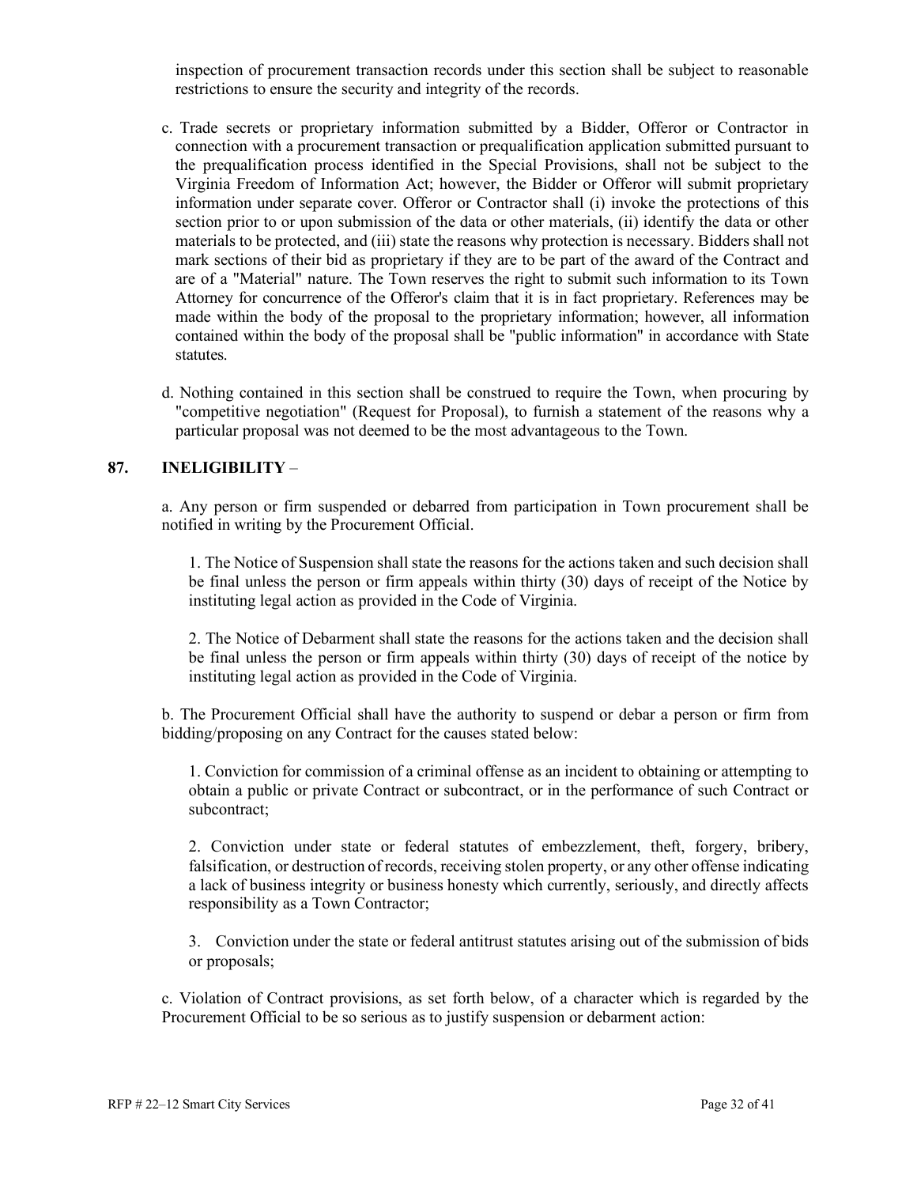inspection of procurement transaction records under this section shall be subject to reasonable restrictions to ensure the security and integrity of the records.

c. Trade secrets or proprietary information submitted by a Bidder, Offeror or Contractor in connection with a procurement transaction or prequalification application submitted pursuant to the prequalification process identified in the Special Provisions, shall not be subject to the Virginia Freedom of Information Act; however, the Bidder or Offeror will submit proprietary information under separate cover. Offeror or Contractor shall (i) invoke the protections of this section prior to or upon submission of the data or other materials, (ii) identify the data or other materials to be protected, and (iii) state the reasons why protection is necessary. Bidders shall not mark sections of their bid as proprietary if they are to be part of the award of the Contract and are of a "Material" nature. The Town reserves the right to submit such information to its Town Attorney for concurrence of the Offeror's claim that it is in fact proprietary. References may be made within the body of the proposal to the proprietary information; however, all information contained within the body of the proposal shall be "public information" in accordance with State statutes.

d. Nothing contained in this section shall be construed to require the Town, when procuring by "competitive negotiation" (Request for Proposal), to furnish a statement of the reasons why a particular proposal was not deemed to be the most advantageous to the Town.

## 87. INELIGIBILITY –

a. Any person or firm suspended or debarred from participation in Town procurement shall be notified in writing by the Procurement Official.

1. The Notice of Suspension shall state the reasons for the actions taken and such decision shall be final unless the person or firm appeals within thirty (30) days of receipt of the Notice by instituting legal action as provided in the Code of Virginia.

2. The Notice of Debarment shall state the reasons for the actions taken and the decision shall be final unless the person or firm appeals within thirty (30) days of receipt of the notice by instituting legal action as provided in the Code of Virginia.

b. The Procurement Official shall have the authority to suspend or debar a person or firm from bidding/proposing on any Contract for the causes stated below:

1. Conviction for commission of a criminal offense as an incident to obtaining or attempting to obtain a public or private Contract or subcontract, or in the performance of such Contract or subcontract;

2. Conviction under state or federal statutes of embezzlement, theft, forgery, bribery, falsification, or destruction of records, receiving stolen property, or any other offense indicating a lack of business integrity or business honesty which currently, seriously, and directly affects responsibility as a Town Contractor;

3. Conviction under the state or federal antitrust statutes arising out of the submission of bids or proposals;

c. Violation of Contract provisions, as set forth below, of a character which is regarded by the Procurement Official to be so serious as to justify suspension or debarment action: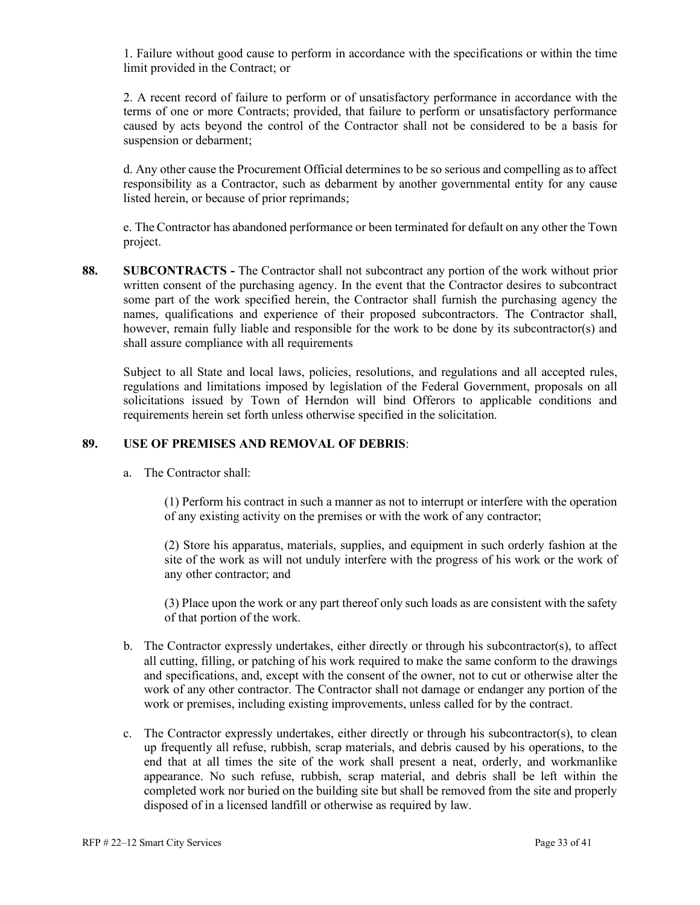1. Failure without good cause to perform in accordance with the specifications or within the time limit provided in the Contract; or

2. A recent record of failure to perform or of unsatisfactory performance in accordance with the terms of one or more Contracts; provided, that failure to perform or unsatisfactory performance caused by acts beyond the control of the Contractor shall not be considered to be a basis for suspension or debarment;

d. Any other cause the Procurement Official determines to be so serious and compelling as to affect responsibility as a Contractor, such as debarment by another governmental entity for any cause listed herein, or because of prior reprimands;

e. The Contractor has abandoned performance or been terminated for default on any other the Town project.

**88. SUBCONTRACTS -** The Contractor shall not subcontract any portion of the work without prior written consent of the purchasing agency. In the event that the Contractor desires to subcontract some part of the work specified herein, the Contractor shall furnish the purchasing agency the names, qualifications and experience of their proposed subcontractors. The Contractor shall, however, remain fully liable and responsible for the work to be done by its subcontractor(s) and shall assure compliance with all requirements

Subject to all State and local laws, policies, resolutions, and regulations and all accepted rules, regulations and limitations imposed by legislation of the Federal Government, proposals on all solicitations issued by Town of Herndon will bind Offerors to applicable conditions and requirements herein set forth unless otherwise specified in the solicitation.

**89. USE OF PREMISES AND REMOVAL OF DEBRIS**:

a. The Contractor shall:

(1) Perform his contract in such a manner as not to interrupt or interfere with the operation of any existing activity on the premises or with the work of any contractor;

(2) Store his apparatus, materials, supplies, and equipment in such orderly fashion at the site of the work as will not unduly interfere with the progress of his work or the work of any other contractor; and

(3) Place upon the work or any part thereof only such loads as are consistent with the safety of that portion of the work.

b. The Contractor expressly undertakes, either directly or through his subcontractor(s), to affect all cutting, filling, or patching of his work required to make the same conform to the drawings and specifications, and, except with the consent of the owner, not to cut or otherwise alter the work of any other contractor. The Contractor shall not damage or endanger any portion of the work or premises, including existing improvements, unless called for by the contract.

c. The Contractor expressly undertakes, either directly or through his subcontractor(s), to clean up frequently all refuse, rubbish, scrap materials, and debris caused by his operations, to the end that at all times the site of the work shall present a neat, orderly, and workmanlike appearance. No such refuse, rubbish, scrap material, and debris shall be left within the completed work nor buried on the building site but shall be removed from the site and properly disposed of in a licensed landfill or otherwise as required by law.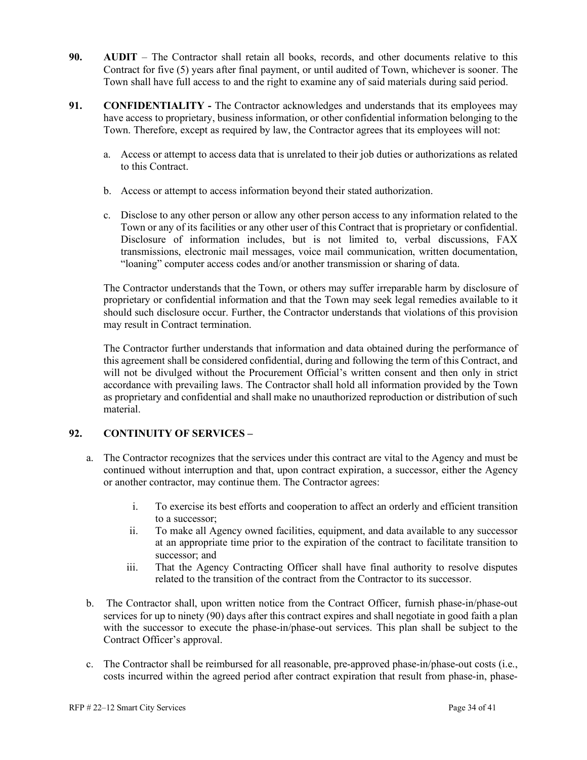**90. AUDIT** – The Contractor shall retain all books, records, and other documents relative to this Contract for five (5) years after final payment, or until audited of Town, whichever is sooner. The Town shall have full access to and the right to examine any of said materials during said period.

**91. CONFIDENTIALITY -** The Contractor acknowledges and understands that its employees may have access to proprietary, business information, or other confidential information belonging to the Town. Therefore, except as required by law, the Contractor agrees that its employees will not:

a. Access or attempt to access data that is unrelated to their job duties or authorizations as related to this Contract.

b. Access or attempt to access information beyond their stated authorization.

c. Disclose to any other person or allow any other person access to any information related to the Town or any of its facilities or any other user of this Contract that is proprietary or confidential. Disclosure of information includes, but is not limited to, verbal discussions, FAX transmissions, electronic mail messages, voice mail communication, written documentation, "loaning" computer access codes and/or another transmission or sharing of data.

The Contractor understands that the Town, or others may suffer irreparable harm by disclosure of proprietary or confidential information and that the Town may seek legal remedies available to it should such disclosure occur. Further, the Contractor understands that violations of this provision may result in Contract termination.

The Contractor further understands that information and data obtained during the performance of this agreement shall be considered confidential, during and following the term of this Contract, and will not be divulged without the Procurement Official's written consent and then only in strict accordance with prevailing laws. The Contractor shall hold all information provided by the Town as proprietary and confidential and shall make no unauthorized reproduction or distribution of such material.

**92. CONTINUITY OF SERVICES –**

a. The Contractor recognizes that the services under this contract are vital to the Agency and must be continued without interruption and that, upon contract expiration, a successor, either the Agency or another contractor, may continue them. The Contractor agrees:

   i. To exercise its best efforts and cooperation to affect an orderly and efficient transition to a successor;

   ii. To make all Agency owned facilities, equipment, and data available to any successor at an appropriate time prior to the expiration of the contract to facilitate transition to successor; and

   iii. That the Agency Contracting Officer shall have final authority to resolve disputes related to the transition of the contract from the Contractor to its successor.

b. The Contractor shall, upon written notice from the Contract Officer, furnish phase-in/phase-out services for up to ninety (90) days after this contract expires and shall negotiate in good faith a plan with the successor to execute the phase-in/phase-out services. This plan shall be subject to the Contract Officer's approval.

c. The Contractor shall be reimbursed for all reasonable, pre-approved phase-in/phase-out costs (i.e., costs incurred within the agreed period after contract expiration that result from phase-in, phase-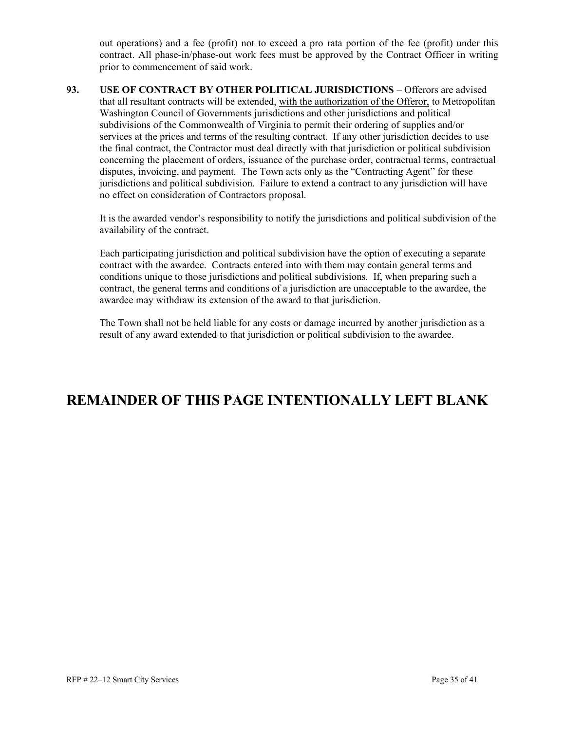out operations) and a fee (profit) not to exceed a pro rata portion of the fee (profit) under this contract. All phase-in/phase-out work fees must be approved by the Contract Officer in writing prior to commencement of said work.

**93. USE OF CONTRACT BY OTHER POLITICAL JURISDICTIONS** – Offerors are advised that all resultant contracts will be extended, <u>with the authorization of the Offeror,</u> to Metropolitan Washington Council of Governments jurisdictions and other jurisdictions and political subdivisions of the Commonwealth of Virginia to permit their ordering of supplies and/or services at the prices and terms of the resulting contract. If any other jurisdiction decides to use the final contract, the Contractor must deal directly with that jurisdiction or political subdivision concerning the placement of orders, issuance of the purchase order, contractual terms, contractual disputes, invoicing, and payment. The Town acts only as the "Contracting Agent" for these jurisdictions and political subdivision. Failure to extend a contract to any jurisdiction will have no effect on consideration of Contractors proposal.

It is the awarded vendor's responsibility to notify the jurisdictions and political subdivision of the availability of the contract.

Each participating jurisdiction and political subdivision have the option of executing a separate contract with the awardee. Contracts entered into with them may contain general terms and conditions unique to those jurisdictions and political subdivisions. If, when preparing such a contract, the general terms and conditions of a jurisdiction are unacceptable to the awardee, the awardee may withdraw its extension of the award to that jurisdiction.

The Town shall not be held liable for any costs or damage incurred by another jurisdiction as a result of any award extended to that jurisdiction or political subdivision to the awardee.

## REMAINDER OF THIS PAGE INTENTIONALLY LEFT BLANK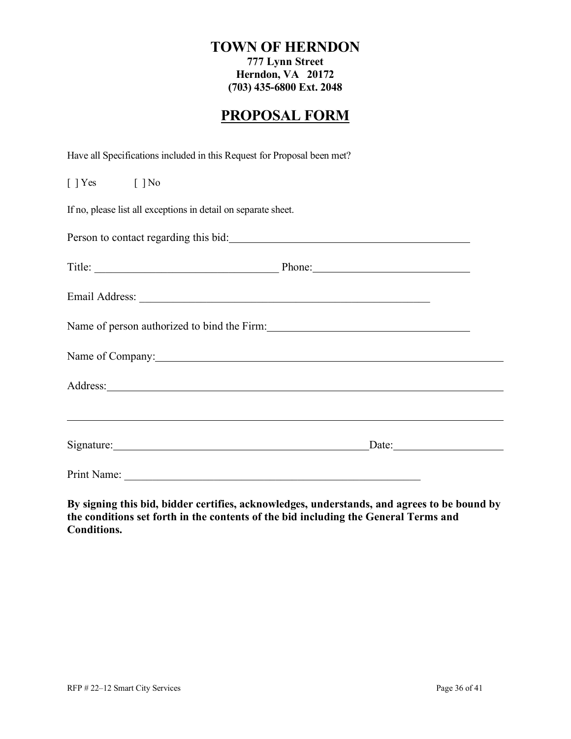# TOWN OF HERNDON

**777 Lynn Street**
**Herndon, VA 20172**
**(703) 435-6800 Ext. 2048**

## PROPOSAL FORM

Have all Specifications included in this Request for Proposal been met?

[ ] Yes [ ] No

If no, please list all exceptions in detail on separate sheet.

Person to contact regarding this bid: ______________________________

Title: ______________________ Phone: ______________________

Email Address: ______________________________

Name of person authorized to bind the Firm: ______________________________

Name of Company: ______________________________

Address: ______________________________

______________________________

Signature: ______________________ Date: ______________

Print Name: ______________________________

**By signing this bid, bidder certifies, acknowledges, understands, and agrees to be bound by the conditions set forth in the contents of the bid including the General Terms and Conditions.**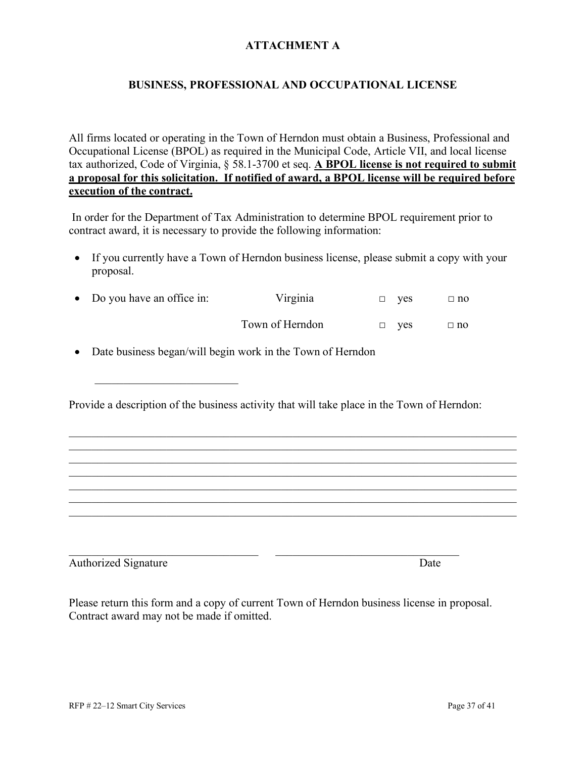# ATTACHMENT A

## BUSINESS, PROFESSIONAL AND OCCUPATIONAL LICENSE

All firms located or operating in the Town of Herndon must obtain a Business, Professional and Occupational License (BPOL) as required in the Municipal Code, Article VII, and local license tax authorized, Code of Virginia, § 58.1-3700 et seq. **A BPOL license is not required to submit a proposal for this solicitation. If notified of award, a BPOL license will be required before execution of the contract.**

In order for the Department of Tax Administration to determine BPOL requirement prior to contract award, it is necessary to provide the following information:

- If you currently have a Town of Herndon business license, please submit a copy with your proposal.
- Do you have an office in: Virginia □ yes □ no

  Town of Herndon □ yes □ no
- Date business began/will begin work in the Town of Herndon

  \_\_\_\_\_\_\_\_\_\_\_\_\_\_\_\_\_\_\_\_\_\_\_\_\_

Provide a description of the business activity that will take place in the Town of Herndon:

\_\_\_\_\_\_\_\_\_\_\_\_\_\_\_\_\_\_\_\_\_\_\_\_\_\_\_\_\_\_\_\_\_\_\_\_\_\_\_\_\_\_\_\_\_\_\_\_\_\_\_\_\_\_\_\_\_\_\_\_\_\_\_\_\_\_\_\_\_\_\_\_\_\_

\_\_\_\_\_\_\_\_\_\_\_\_\_\_\_\_\_\_\_\_\_\_\_\_\_\_\_\_\_\_\_\_\_\_\_\_\_\_\_\_\_\_\_\_\_\_\_\_\_\_\_\_\_\_\_\_\_\_\_\_\_\_\_\_\_\_\_\_\_\_\_\_\_\_

\_\_\_\_\_\_\_\_\_\_\_\_\_\_\_\_\_\_\_\_\_\_\_\_\_\_\_\_\_\_\_\_\_\_\_\_\_\_\_\_\_\_\_\_\_\_\_\_\_\_\_\_\_\_\_\_\_\_\_\_\_\_\_\_\_\_\_\_\_\_\_\_\_\_

\_\_\_\_\_\_\_\_\_\_\_\_\_\_\_\_\_\_\_\_\_\_\_\_\_\_\_\_\_\_\_\_\_\_\_\_\_\_\_\_\_\_\_\_\_\_\_\_\_\_\_\_\_\_\_\_\_\_\_\_\_\_\_\_\_\_\_\_\_\_\_\_\_\_

\_\_\_\_\_\_\_\_\_\_\_\_\_\_\_\_\_\_\_\_\_\_\_\_\_\_\_\_\_\_\_\_\_\_\_\_\_\_\_\_\_\_\_\_\_\_\_\_\_\_\_\_\_\_\_\_\_\_\_\_\_\_\_\_\_\_\_\_\_\_\_\_\_\_

\_\_\_\_\_\_\_\_\_\_\_\_\_\_\_\_\_\_\_\_\_\_\_\_\_\_\_\_\_\_\_\_\_\_\_\_\_\_\_\_\_\_\_\_\_\_\_\_\_\_\_\_\_\_\_\_\_\_\_\_\_\_\_\_\_\_\_\_\_\_\_\_\_\_

\_\_\_\_\_\_\_\_\_\_\_\_\_\_\_\_\_\_\_\_\_\_\_\_\_\_\_\_\_\_\_\_\_\_\_\_\_\_\_\_\_\_\_\_\_\_\_\_\_\_\_\_\_\_\_\_\_\_\_\_\_\_\_\_\_\_\_\_\_\_\_\_\_\_

\_\_\_\_\_\_\_\_\_\_\_\_\_\_\_\_\_\_\_\_\_\_\_\_\_\_\_\_\_\_\_\_\_ \_\_\_\_\_\_\_\_\_\_\_\_\_\_\_\_\_\_\_\_\_\_\_\_\_\_\_\_\_\_\_\_\_

Authorized Signature Date

Please return this form and a copy of current Town of Herndon business license in proposal. Contract award may not be made if omitted.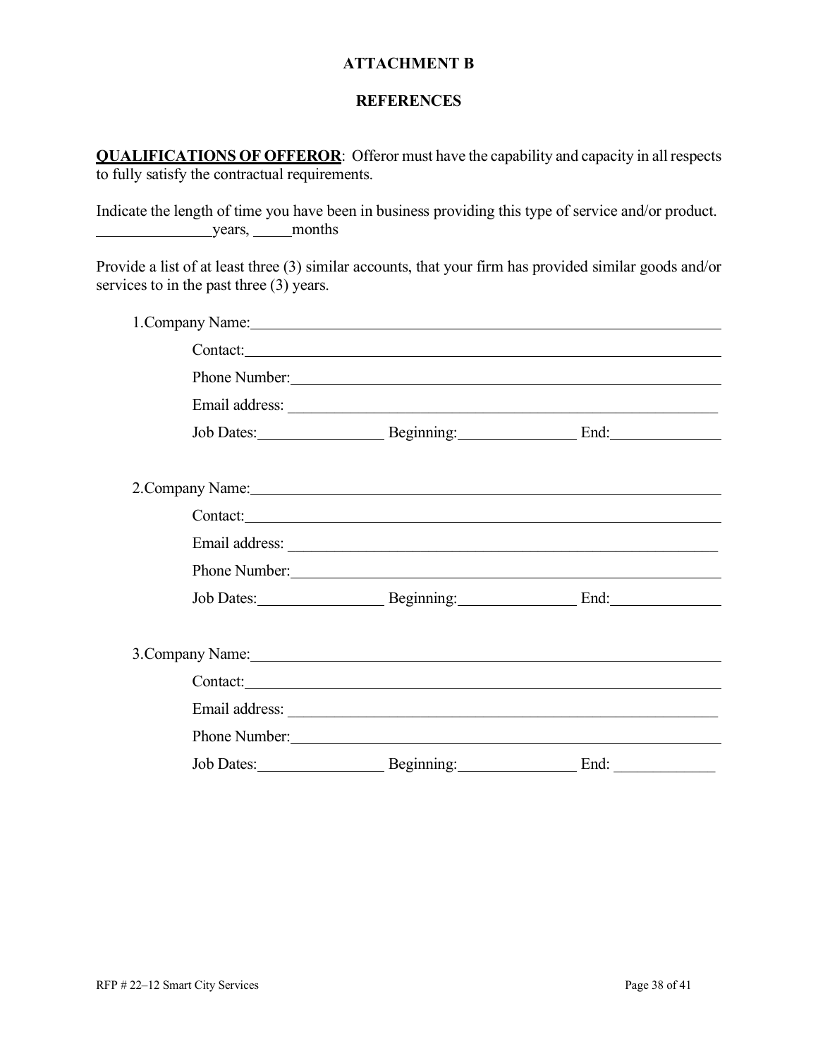# ATTACHMENT B

## REFERENCES

**QUALIFICATIONS OF OFFEROR**: Offeror must have the capability and capacity in all respects to fully satisfy the contractual requirements.

Indicate the length of time you have been in business providing this type of service and/or product.
\_\_\_\_\_\_\_\_\_\_\_\_\_\_\_years, \_\_\_\_\_months

Provide a list of at least three (3) similar accounts, that your firm has provided similar goods and/or services to in the past three (3) years.

1.Company Name:\_\_\_\_\_\_\_\_\_\_\_\_\_\_\_\_\_\_\_\_\_\_\_\_\_\_\_\_\_\_\_\_\_\_\_\_\_\_\_\_\_\_\_\_\_\_\_\_\_\_

Contact:\_\_\_\_\_\_\_\_\_\_\_\_\_\_\_\_\_\_\_\_\_\_\_\_\_\_\_\_\_\_\_\_\_\_\_\_\_\_\_\_\_\_\_\_\_\_\_\_\_\_

Phone Number:\_\_\_\_\_\_\_\_\_\_\_\_\_\_\_\_\_\_\_\_\_\_\_\_\_\_\_\_\_\_\_\_\_\_\_\_\_\_\_\_\_\_\_\_

Email address: \_\_\_\_\_\_\_\_\_\_\_\_\_\_\_\_\_\_\_\_\_\_\_\_\_\_\_\_\_\_\_\_\_\_\_\_\_\_\_\_\_\_\_

Job Dates:\_\_\_\_\_\_\_\_\_\_\_\_\_\_\_ Beginning:\_\_\_\_\_\_\_\_\_\_\_\_\_\_ End:\_\_\_\_\_\_\_\_\_\_\_\_\_

2.Company Name:\_\_\_\_\_\_\_\_\_\_\_\_\_\_\_\_\_\_\_\_\_\_\_\_\_\_\_\_\_\_\_\_\_\_\_\_\_\_\_\_\_\_\_\_\_\_\_\_\_\_

Contact:\_\_\_\_\_\_\_\_\_\_\_\_\_\_\_\_\_\_\_\_\_\_\_\_\_\_\_\_\_\_\_\_\_\_\_\_\_\_\_\_\_\_\_\_\_\_\_\_\_\_

Email address: \_\_\_\_\_\_\_\_\_\_\_\_\_\_\_\_\_\_\_\_\_\_\_\_\_\_\_\_\_\_\_\_\_\_\_\_\_\_\_\_\_\_\_

Phone Number:\_\_\_\_\_\_\_\_\_\_\_\_\_\_\_\_\_\_\_\_\_\_\_\_\_\_\_\_\_\_\_\_\_\_\_\_\_\_\_\_\_\_\_\_

Job Dates:\_\_\_\_\_\_\_\_\_\_\_\_\_\_\_ Beginning:\_\_\_\_\_\_\_\_\_\_\_\_\_\_ End:\_\_\_\_\_\_\_\_\_\_\_\_\_

3.Company Name:\_\_\_\_\_\_\_\_\_\_\_\_\_\_\_\_\_\_\_\_\_\_\_\_\_\_\_\_\_\_\_\_\_\_\_\_\_\_\_\_\_\_\_\_\_\_\_\_\_\_

Contact:\_\_\_\_\_\_\_\_\_\_\_\_\_\_\_\_\_\_\_\_\_\_\_\_\_\_\_\_\_\_\_\_\_\_\_\_\_\_\_\_\_\_\_\_\_\_\_\_\_\_

Email address: \_\_\_\_\_\_\_\_\_\_\_\_\_\_\_\_\_\_\_\_\_\_\_\_\_\_\_\_\_\_\_\_\_\_\_\_\_\_\_\_\_\_\_

Phone Number:\_\_\_\_\_\_\_\_\_\_\_\_\_\_\_\_\_\_\_\_\_\_\_\_\_\_\_\_\_\_\_\_\_\_\_\_\_\_\_\_\_\_\_\_

Job Dates:\_\_\_\_\_\_\_\_\_\_\_\_\_\_\_ Beginning:\_\_\_\_\_\_\_\_\_\_\_\_\_\_ End: \_\_\_\_\_\_\_\_\_\_\_\_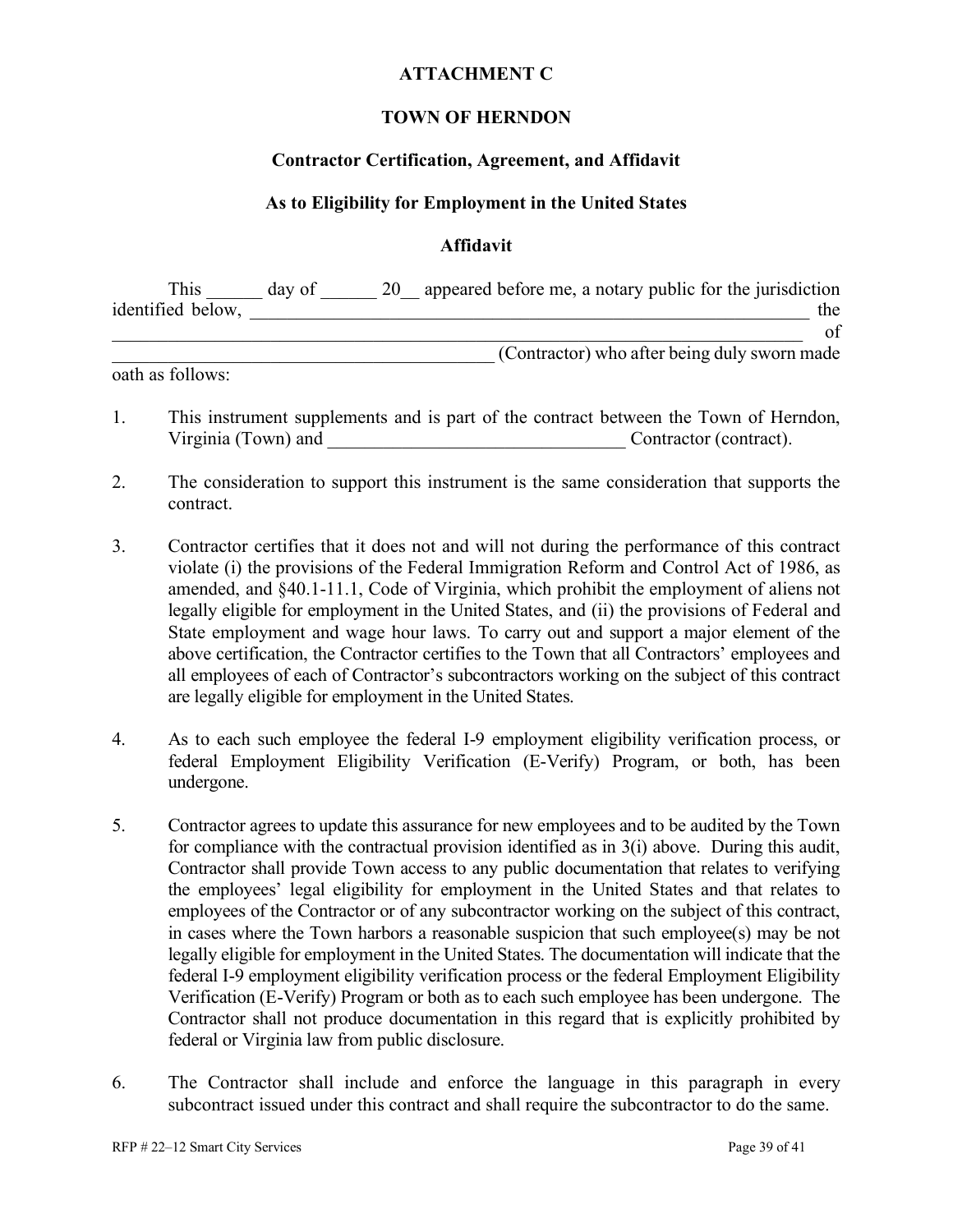**ATTACHMENT C**

**TOWN OF HERNDON**

**Contractor Certification, Agreement, and Affidavit**

**As to Eligibility for Employment in the United States**

**Affidavit**

This ______ day of ______ 20__ appeared before me, a notary public for the jurisdiction identified below, ________________________________________________________________ the ________________________________________________________________________________ of __________________________________________ (Contractor) who after being duly sworn made oath as follows:

1. This instrument supplements and is part of the contract between the Town of Herndon, Virginia (Town) and _________________________________ Contractor (contract).

2. The consideration to support this instrument is the same consideration that supports the contract.

3. Contractor certifies that it does not and will not during the performance of this contract violate (i) the provisions of the Federal Immigration Reform and Control Act of 1986, as amended, and §40.1-11.1, Code of Virginia, which prohibit the employment of aliens not legally eligible for employment in the United States, and (ii) the provisions of Federal and State employment and wage hour laws. To carry out and support a major element of the above certification, the Contractor certifies to the Town that all Contractors' employees and all employees of each of Contractor's subcontractors working on the subject of this contract are legally eligible for employment in the United States.

4. As to each such employee the federal I-9 employment eligibility verification process, or federal Employment Eligibility Verification (E-Verify) Program, or both, has been undergone.

5. Contractor agrees to update this assurance for new employees and to be audited by the Town for compliance with the contractual provision identified as in 3(i) above. During this audit, Contractor shall provide Town access to any public documentation that relates to verifying the employees' legal eligibility for employment in the United States and that relates to employees of the Contractor or of any subcontractor working on the subject of this contract, in cases where the Town harbors a reasonable suspicion that such employee(s) may be not legally eligible for employment in the United States. The documentation will indicate that the federal I-9 employment eligibility verification process or the federal Employment Eligibility Verification (E-Verify) Program or both as to each such employee has been undergone. The Contractor shall not produce documentation in this regard that is explicitly prohibited by federal or Virginia law from public disclosure.

6. The Contractor shall include and enforce the language in this paragraph in every subcontract issued under this contract and shall require the subcontractor to do the same.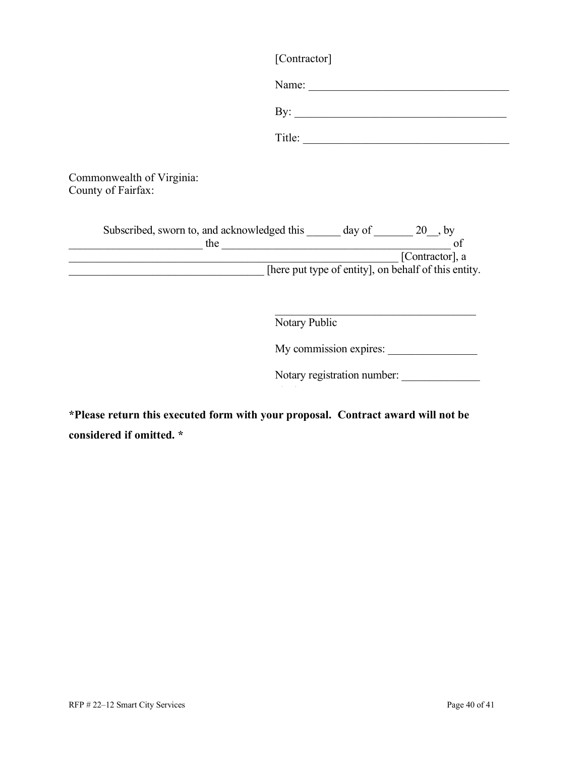[Contractor]

Name: ___________________________________

By: _____________________________________

Title: ___________________________________

Commonwealth of Virginia:
County of Fairfax:

Subscribed, sworn to, and acknowledged this ______ day of _______ 20__, by ________________________ the ________________________________________ of ____________________________________________________________ [Contractor], a ___________________________________ [here put type of entity], on behalf of this entity.

____________________________________
Notary Public

My commission expires: ________________

Notary registration number: ______________

**\*Please return this executed form with your proposal. Contract award will not be considered if omitted. \***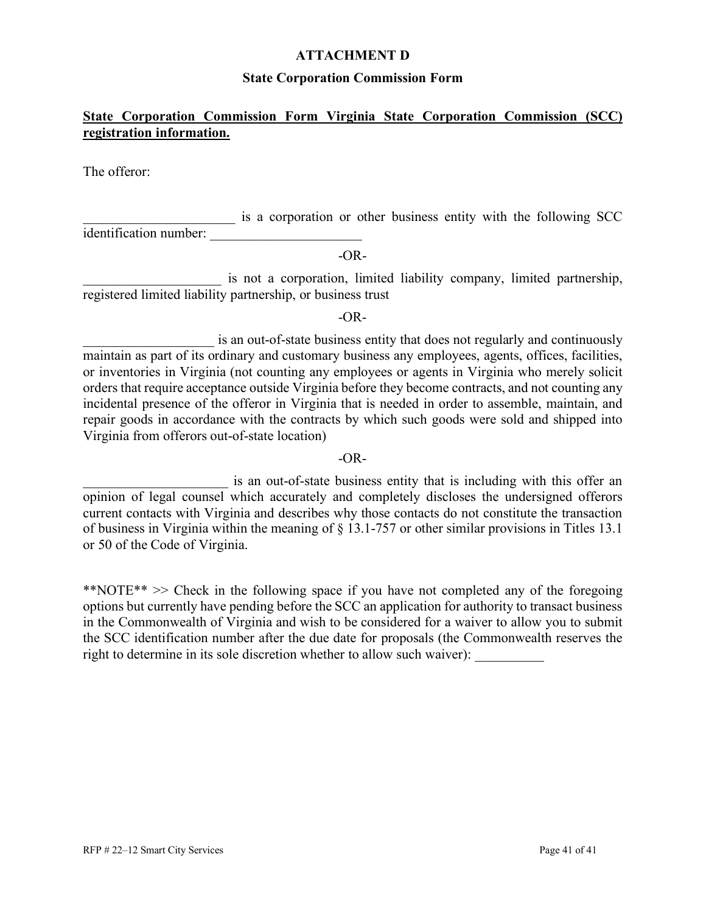**ATTACHMENT D**

**State Corporation Commission Form**

**State Corporation Commission Form Virginia State Corporation Commission (SCC) registration information.**

The offeror:

______________________ is a corporation or other business entity with the following SCC identification number: ______________________

-OR-

____________________ is not a corporation, limited liability company, limited partnership, registered limited liability partnership, or business trust

-OR-

___________________ is an out-of-state business entity that does not regularly and continuously maintain as part of its ordinary and customary business any employees, agents, offices, facilities, or inventories in Virginia (not counting any employees or agents in Virginia who merely solicit orders that require acceptance outside Virginia before they become contracts, and not counting any incidental presence of the offeror in Virginia that is needed in order to assemble, maintain, and repair goods in accordance with the contracts by which such goods were sold and shipped into Virginia from offerors out-of-state location)

-OR-

_____________________ is an out-of-state business entity that is including with this offer an opinion of legal counsel which accurately and completely discloses the undersigned offerors current contacts with Virginia and describes why those contacts do not constitute the transaction of business in Virginia within the meaning of § 13.1-757 or other similar provisions in Titles 13.1 or 50 of the Code of Virginia.

**NOTE** >> Check in the following space if you have not completed any of the foregoing options but currently have pending before the SCC an application for authority to transact business in the Commonwealth of Virginia and wish to be considered for a waiver to allow you to submit the SCC identification number after the due date for proposals (the Commonwealth reserves the right to determine in its sole discretion whether to allow such waiver): __________